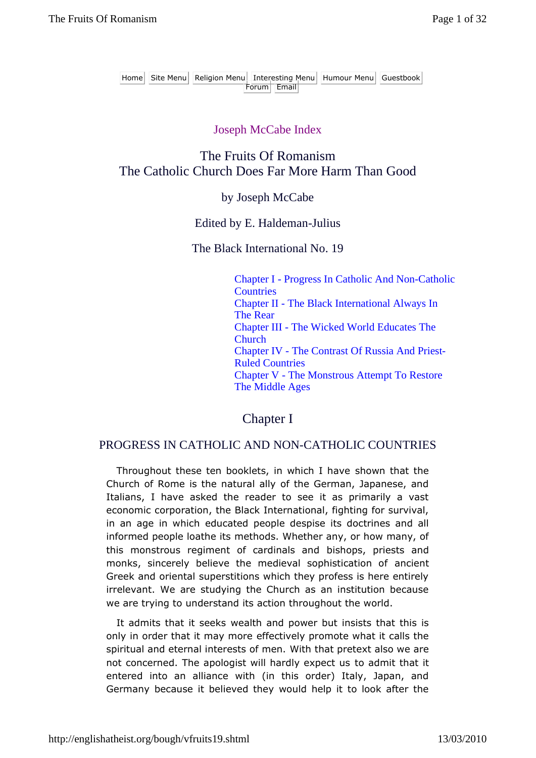Home | Site Menu | Religion Menu | Interesting Menu | Humour Menu | Guestbook | Forum | Email

Joseph McCabe Index

# The Fruits Of Romanism
# The Catholic Church Does Far More Harm Than Good

by Joseph McCabe

Edited by E. Haldeman-Julius

The Black International No. 19

- Chapter I - Progress In Catholic And Non-Catholic Countries
- Chapter II - The Black International Always In The Rear
- Chapter III - The Wicked World Educates The Church
- Chapter IV - The Contrast Of Russia And Priest-Ruled Countries
- Chapter V - The Monstrous Attempt To Restore The Middle Ages

## Chapter I

### PROGRESS IN CATHOLIC AND NON-CATHOLIC COUNTRIES

Throughout these ten booklets, in which I have shown that the Church of Rome is the natural ally of the German, Japanese, and Italians, I have asked the reader to see it as primarily a vast economic corporation, the Black International, fighting for survival, in an age in which educated people despise its doctrines and all informed people loathe its methods. Whether any, or how many, of this monstrous regiment of cardinals and bishops, priests and monks, sincerely believe the medieval sophistication of ancient Greek and oriental superstitions which they profess is here entirely irrelevant. We are studying the Church as an institution because we are trying to understand its action throughout the world.

It admits that it seeks wealth and power but insists that this is only in order that it may more effectively promote what it calls the spiritual and eternal interests of men. With that pretext also we are not concerned. The apologist will hardly expect us to admit that it entered into an alliance with (in this order) Italy, Japan, and Germany because it believed they would help it to look after the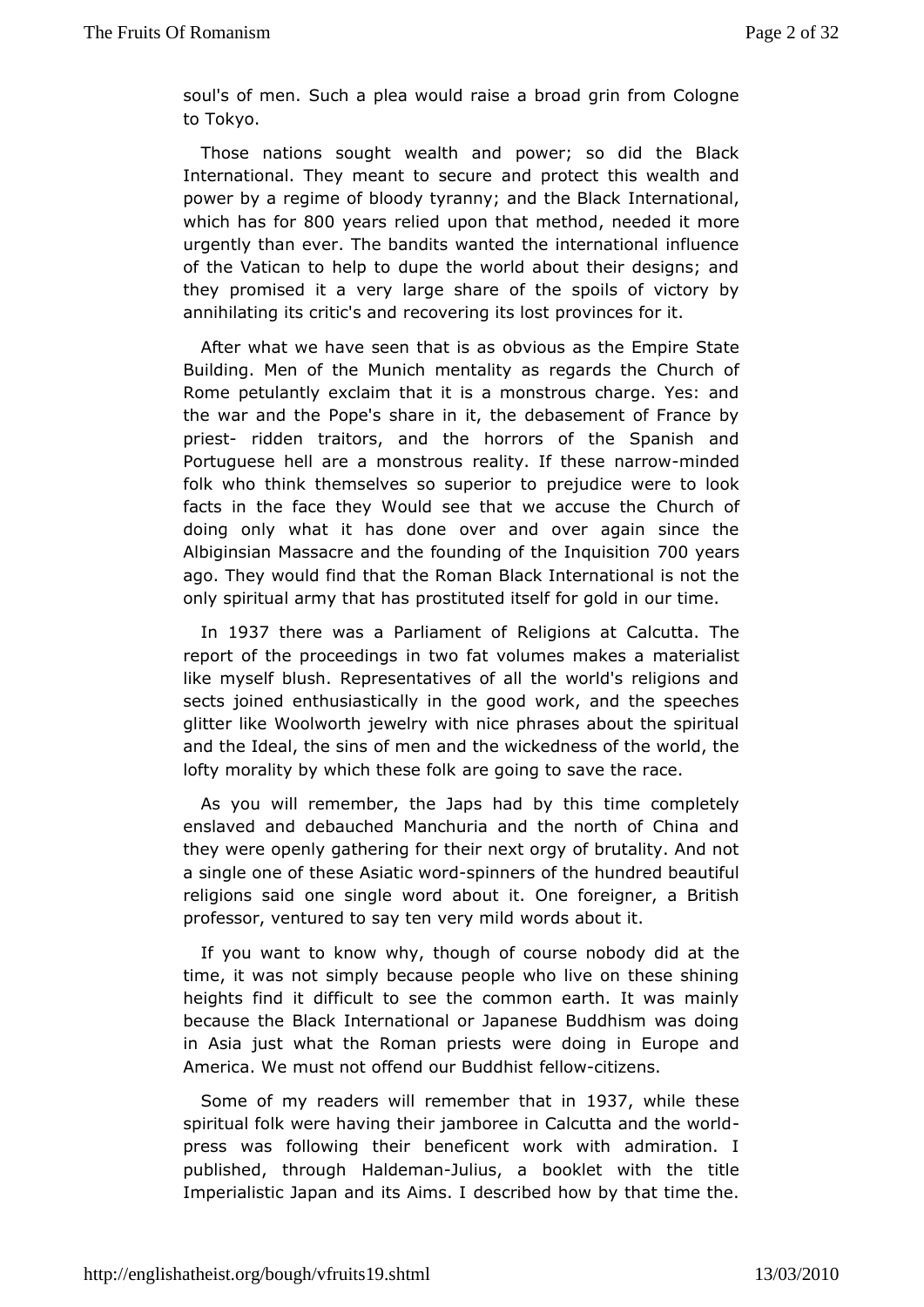soul's of men. Such a plea would raise a broad grin from Cologne to Tokyo.

Those nations sought wealth and power; so did the Black International. They meant to secure and protect this wealth and power by a regime of bloody tyranny; and the Black International, which has for 800 years relied upon that method, needed it more urgently than ever. The bandits wanted the international influence of the Vatican to help to dupe the world about their designs; and they promised it a very large share of the spoils of victory by annihilating its critic's and recovering its lost provinces for it.

After what we have seen that is as obvious as the Empire State Building. Men of the Munich mentality as regards the Church of Rome petulantly exclaim that it is a monstrous charge. Yes: and the war and the Pope's share in it, the debasement of France by priest- ridden traitors, and the horrors of the Spanish and Portuguese hell are a monstrous reality. If these narrow-minded folk who think themselves so superior to prejudice were to look facts in the face they Would see that we accuse the Church of doing only what it has done over and over again since the Albiginsian Massacre and the founding of the Inquisition 700 years ago. They would find that the Roman Black International is not the only spiritual army that has prostituted itself for gold in our time.

In 1937 there was a Parliament of Religions at Calcutta. The report of the proceedings in two fat volumes makes a materialist like myself blush. Representatives of all the world's religions and sects joined enthusiastically in the good work, and the speeches glitter like Woolworth jewelry with nice phrases about the spiritual and the Ideal, the sins of men and the wickedness of the world, the lofty morality by which these folk are going to save the race.

As you will remember, the Japs had by this time completely enslaved and debauched Manchuria and the north of China and they were openly gathering for their next orgy of brutality. And not a single one of these Asiatic word-spinners of the hundred beautiful religions said one single word about it. One foreigner, a British professor, ventured to say ten very mild words about it.

If you want to know why, though of course nobody did at the time, it was not simply because people who live on these shining heights find it difficult to see the common earth. It was mainly because the Black International or Japanese Buddhism was doing in Asia just what the Roman priests were doing in Europe and America. We must not offend our Buddhist fellow-citizens.

Some of my readers will remember that in 1937, while these spiritual folk were having their jamboree in Calcutta and the world-press was following their beneficent work with admiration. I published, through Haldeman-Julius, a booklet with the title Imperialistic Japan and its Aims. I described how by that time the.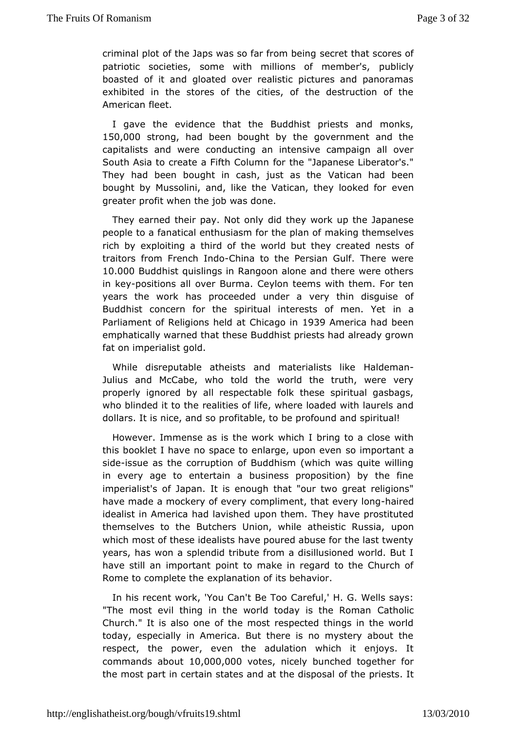criminal plot of the Japs was so far from being secret that scores of patriotic societies, some with millions of member's, publicly boasted of it and gloated over realistic pictures and panoramas exhibited in the stores of the cities, of the destruction of the American fleet.

I gave the evidence that the Buddhist priests and monks, 150,000 strong, had been bought by the government and the capitalists and were conducting an intensive campaign all over South Asia to create a Fifth Column for the "Japanese Liberator's." They had been bought in cash, just as the Vatican had been bought by Mussolini, and, like the Vatican, they looked for even greater profit when the job was done.

They earned their pay. Not only did they work up the Japanese people to a fanatical enthusiasm for the plan of making themselves rich by exploiting a third of the world but they created nests of traitors from French Indo-China to the Persian Gulf. There were 10.000 Buddhist quislings in Rangoon alone and there were others in key-positions all over Burma. Ceylon teems with them. For ten years the work has proceeded under a very thin disguise of Buddhist concern for the spiritual interests of men. Yet in a Parliament of Religions held at Chicago in 1939 America had been emphatically warned that these Buddhist priests had already grown fat on imperialist gold.

While disreputable atheists and materialists like Haldeman-Julius and McCabe, who told the world the truth, were very properly ignored by all respectable folk these spiritual gasbags, who blinded it to the realities of life, where loaded with laurels and dollars. It is nice, and so profitable, to be profound and spiritual!

However. Immense as is the work which I bring to a close with this booklet I have no space to enlarge, upon even so important a side-issue as the corruption of Buddhism (which was quite willing in every age to entertain a business proposition) by the fine imperialist's of Japan. It is enough that "our two great religions" have made a mockery of every compliment, that every long-haired idealist in America had lavished upon them. They have prostituted themselves to the Butchers Union, while atheistic Russia, upon which most of these idealists have poured abuse for the last twenty years, has won a splendid tribute from a disillusioned world. But I have still an important point to make in regard to the Church of Rome to complete the explanation of its behavior.

In his recent work, 'You Can't Be Too Careful,' H. G. Wells says: "The most evil thing in the world today is the Roman Catholic Church." It is also one of the most respected things in the world today, especially in America. But there is no mystery about the respect, the power, even the adulation which it enjoys. It commands about 10,000,000 votes, nicely bunched together for the most part in certain states and at the disposal of the priests. It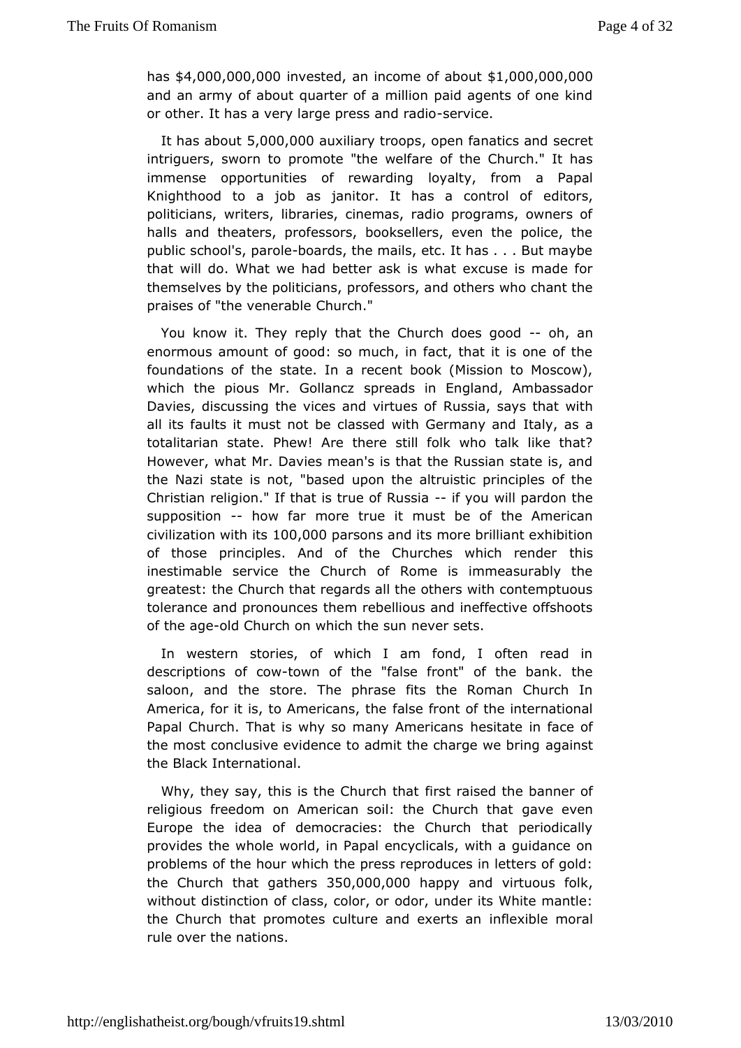has $4,000,000,000 invested, an income of about $1,000,000,000 and an army of about quarter of a million paid agents of one kind or other. It has a very large press and radio-service.

It has about 5,000,000 auxiliary troops, open fanatics and secret intriguers, sworn to promote "the welfare of the Church." It has immense opportunities of rewarding loyalty, from a Papal Knighthood to a job as janitor. It has a control of editors, politicians, writers, libraries, cinemas, radio programs, owners of halls and theaters, professors, booksellers, even the police, the public school's, parole-boards, the mails, etc. It has . . . But maybe that will do. What we had better ask is what excuse is made for themselves by the politicians, professors, and others who chant the praises of "the venerable Church."

You know it. They reply that the Church does good -- oh, an enormous amount of good: so much, in fact, that it is one of the foundations of the state. In a recent book (Mission to Moscow), which the pious Mr. Gollancz spreads in England, Ambassador Davies, discussing the vices and virtues of Russia, says that with all its faults it must not be classed with Germany and Italy, as a totalitarian state. Phew! Are there still folk who talk like that? However, what Mr. Davies mean's is that the Russian state is, and the Nazi state is not, "based upon the altruistic principles of the Christian religion." If that is true of Russia -- if you will pardon the supposition -- how far more true it must be of the American civilization with its 100,000 parsons and its more brilliant exhibition of those principles. And of the Churches which render this inestimable service the Church of Rome is immeasurably the greatest: the Church that regards all the others with contemptuous tolerance and pronounces them rebellious and ineffective offshoots of the age-old Church on which the sun never sets.

In western stories, of which I am fond, I often read in descriptions of cow-town of the "false front" of the bank. the saloon, and the store. The phrase fits the Roman Church In America, for it is, to Americans, the false front of the international Papal Church. That is why so many Americans hesitate in face of the most conclusive evidence to admit the charge we bring against the Black International.

Why, they say, this is the Church that first raised the banner of religious freedom on American soil: the Church that gave even Europe the idea of democracies: the Church that periodically provides the whole world, in Papal encyclicals, with a guidance on problems of the hour which the press reproduces in letters of gold: the Church that gathers 350,000,000 happy and virtuous folk, without distinction of class, color, or odor, under its White mantle: the Church that promotes culture and exerts an inflexible moral rule over the nations.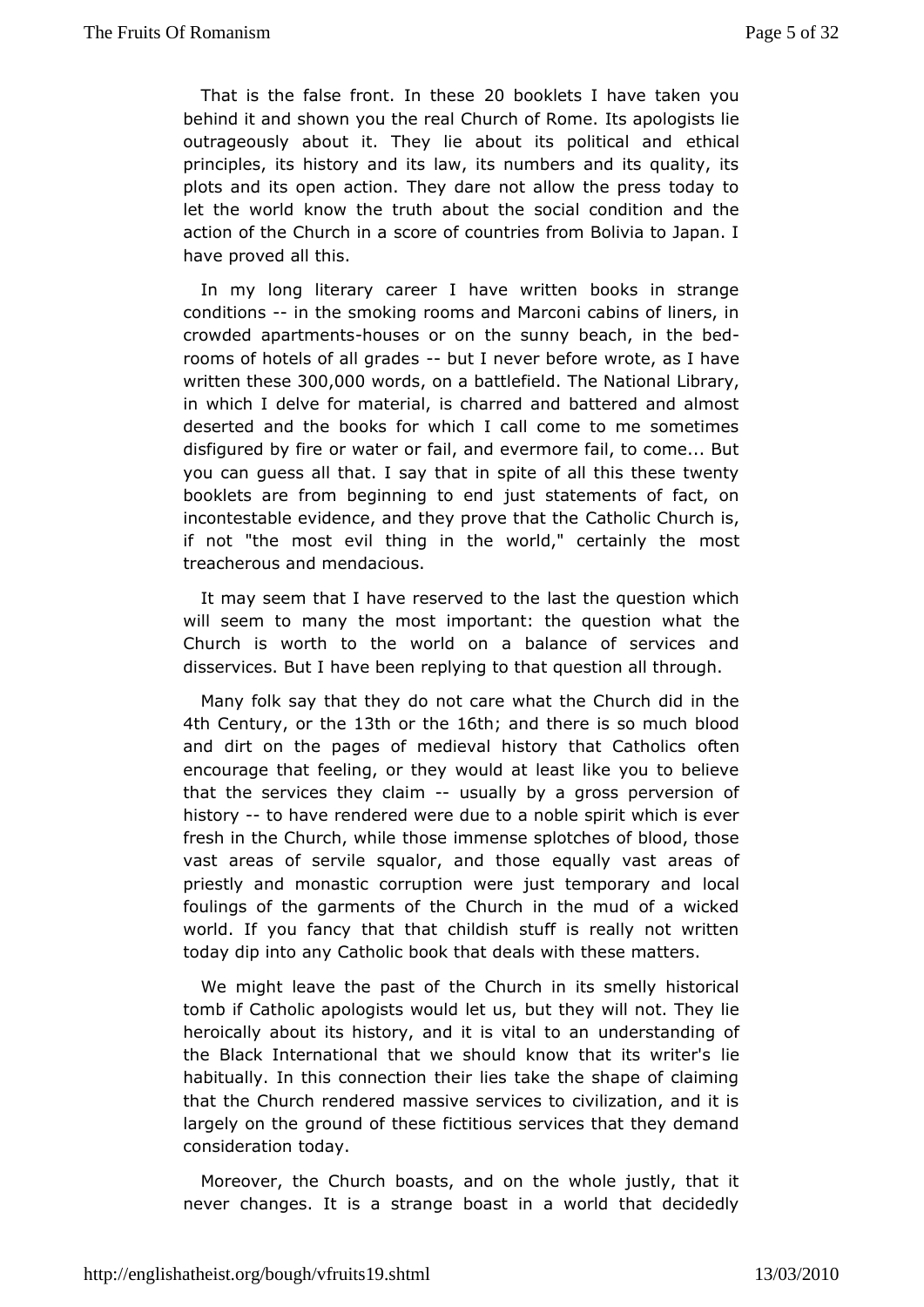That is the false front. In these 20 booklets I have taken you behind it and shown you the real Church of Rome. Its apologists lie outrageously about it. They lie about its political and ethical principles, its history and its law, its numbers and its quality, its plots and its open action. They dare not allow the press today to let the world know the truth about the social condition and the action of the Church in a score of countries from Bolivia to Japan. I have proved all this.

In my long literary career I have written books in strange conditions -- in the smoking rooms and Marconi cabins of liners, in crowded apartments-houses or on the sunny beach, in the bed-rooms of hotels of all grades -- but I never before wrote, as I have written these 300,000 words, on a battlefield. The National Library, in which I delve for material, is charred and battered and almost deserted and the books for which I call come to me sometimes disfigured by fire or water or fail, and evermore fail, to come... But you can guess all that. I say that in spite of all this these twenty booklets are from beginning to end just statements of fact, on incontestable evidence, and they prove that the Catholic Church is, if not "the most evil thing in the world," certainly the most treacherous and mendacious.

It may seem that I have reserved to the last the question which will seem to many the most important: the question what the Church is worth to the world on a balance of services and disservices. But I have been replying to that question all through.

Many folk say that they do not care what the Church did in the 4th Century, or the 13th or the 16th; and there is so much blood and dirt on the pages of medieval history that Catholics often encourage that feeling, or they would at least like you to believe that the services they claim -- usually by a gross perversion of history -- to have rendered were due to a noble spirit which is ever fresh in the Church, while those immense splotches of blood, those vast areas of servile squalor, and those equally vast areas of priestly and monastic corruption were just temporary and local foulings of the garments of the Church in the mud of a wicked world. If you fancy that that childish stuff is really not written today dip into any Catholic book that deals with these matters.

We might leave the past of the Church in its smelly historical tomb if Catholic apologists would let us, but they will not. They lie heroically about its history, and it is vital to an understanding of the Black International that we should know that its writer's lie habitually. In this connection their lies take the shape of claiming that the Church rendered massive services to civilization, and it is largely on the ground of these fictitious services that they demand consideration today.

Moreover, the Church boasts, and on the whole justly, that it never changes. It is a strange boast in a world that decidedly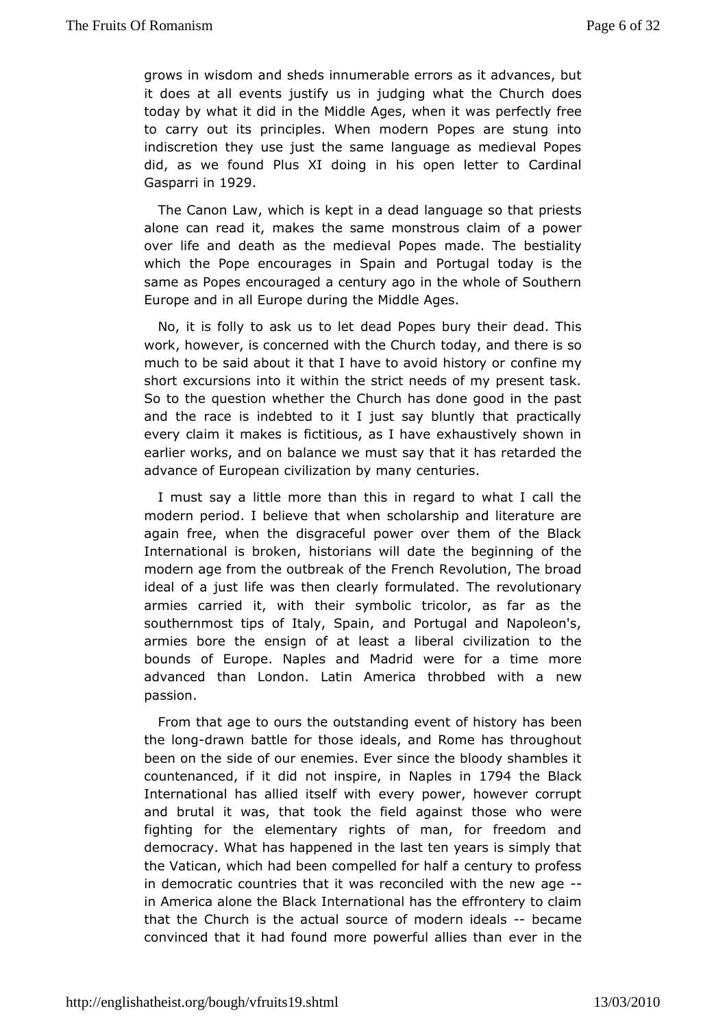grows in wisdom and sheds innumerable errors as it advances, but it does at all events justify us in judging what the Church does today by what it did in the Middle Ages, when it was perfectly free to carry out its principles. When modern Popes are stung into indiscretion they use just the same language as medieval Popes did, as we found Plus XI doing in his open letter to Cardinal Gasparri in 1929.

The Canon Law, which is kept in a dead language so that priests alone can read it, makes the same monstrous claim of a power over life and death as the medieval Popes made. The bestiality which the Pope encourages in Spain and Portugal today is the same as Popes encouraged a century ago in the whole of Southern Europe and in all Europe during the Middle Ages.

No, it is folly to ask us to let dead Popes bury their dead. This work, however, is concerned with the Church today, and there is so much to be said about it that I have to avoid history or confine my short excursions into it within the strict needs of my present task. So to the question whether the Church has done good in the past and the race is indebted to it I just say bluntly that practically every claim it makes is fictitious, as I have exhaustively shown in earlier works, and on balance we must say that it has retarded the advance of European civilization by many centuries.

I must say a little more than this in regard to what I call the modern period. I believe that when scholarship and literature are again free, when the disgraceful power over them of the Black International is broken, historians will date the beginning of the modern age from the outbreak of the French Revolution, The broad ideal of a just life was then clearly formulated. The revolutionary armies carried it, with their symbolic tricolor, as far as the southernmost tips of Italy, Spain, and Portugal and Napoleon's, armies bore the ensign of at least a liberal civilization to the bounds of Europe. Naples and Madrid were for a time more advanced than London. Latin America throbbed with a new passion.

From that age to ours the outstanding event of history has been the long-drawn battle for those ideals, and Rome has throughout been on the side of our enemies. Ever since the bloody shambles it countenanced, if it did not inspire, in Naples in 1794 the Black International has allied itself with every power, however corrupt and brutal it was, that took the field against those who were fighting for the elementary rights of man, for freedom and democracy. What has happened in the last ten years is simply that the Vatican, which had been compelled for half a century to profess in democratic countries that it was reconciled with the new age -- in America alone the Black International has the effrontery to claim that the Church is the actual source of modern ideals -- became convinced that it had found more powerful allies than ever in the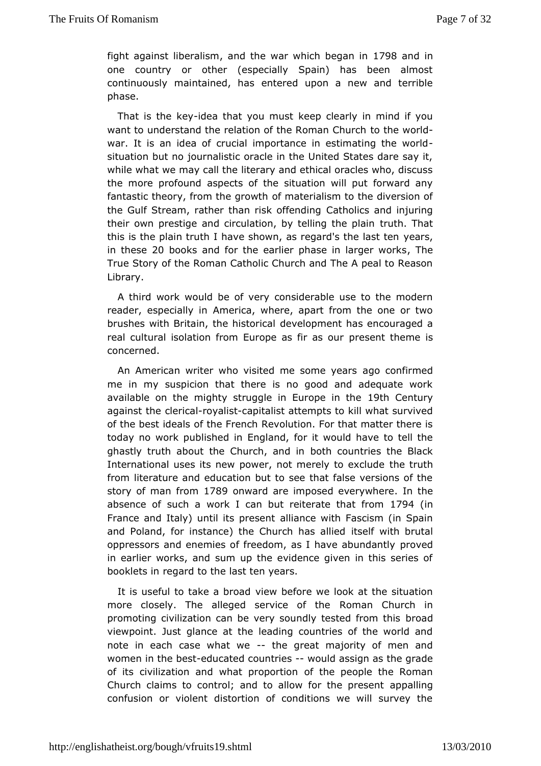fight against liberalism, and the war which began in 1798 and in one country or other (especially Spain) has been almost continuously maintained, has entered upon a new and terrible phase.

That is the key-idea that you must keep clearly in mind if you want to understand the relation of the Roman Church to the world-war. It is an idea of crucial importance in estimating the world-situation but no journalistic oracle in the United States dare say it, while what we may call the literary and ethical oracles who, discuss the more profound aspects of the situation will put forward any fantastic theory, from the growth of materialism to the diversion of the Gulf Stream, rather than risk offending Catholics and injuring their own prestige and circulation, by telling the plain truth. That this is the plain truth I have shown, as regard's the last ten years, in these 20 books and for the earlier phase in larger works, The True Story of the Roman Catholic Church and The A peal to Reason Library.

A third work would be of very considerable use to the modern reader, especially in America, where, apart from the one or two brushes with Britain, the historical development has encouraged a real cultural isolation from Europe as fir as our present theme is concerned.

An American writer who visited me some years ago confirmed me in my suspicion that there is no good and adequate work available on the mighty struggle in Europe in the 19th Century against the clerical-royalist-capitalist attempts to kill what survived of the best ideals of the French Revolution. For that matter there is today no work published in England, for it would have to tell the ghastly truth about the Church, and in both countries the Black International uses its new power, not merely to exclude the truth from literature and education but to see that false versions of the story of man from 1789 onward are imposed everywhere. In the absence of such a work I can but reiterate that from 1794 (in France and Italy) until its present alliance with Fascism (in Spain and Poland, for instance) the Church has allied itself with brutal oppressors and enemies of freedom, as I have abundantly proved in earlier works, and sum up the evidence given in this series of booklets in regard to the last ten years.

It is useful to take a broad view before we look at the situation more closely. The alleged service of the Roman Church in promoting civilization can be very soundly tested from this broad viewpoint. Just glance at the leading countries of the world and note in each case what we -- the great majority of men and women in the best-educated countries -- would assign as the grade of its civilization and what proportion of the people the Roman Church claims to control; and to allow for the present appalling confusion or violent distortion of conditions we will survey the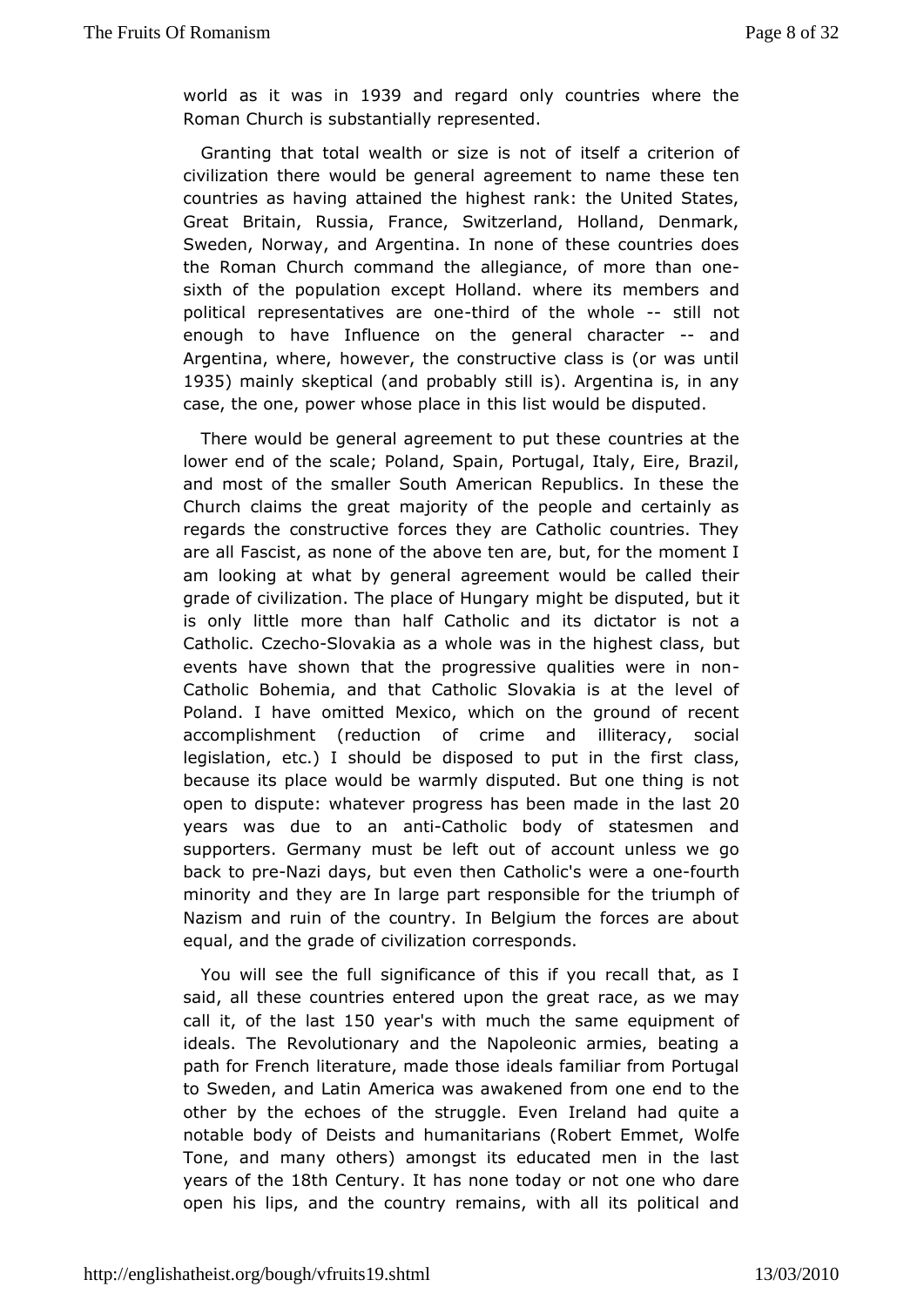world as it was in 1939 and regard only countries where the Roman Church is substantially represented.

Granting that total wealth or size is not of itself a criterion of civilization there would be general agreement to name these ten countries as having attained the highest rank: the United States, Great Britain, Russia, France, Switzerland, Holland, Denmark, Sweden, Norway, and Argentina. In none of these countries does the Roman Church command the allegiance, of more than one-sixth of the population except Holland. where its members and political representatives are one-third of the whole -- still not enough to have Influence on the general character -- and Argentina, where, however, the constructive class is (or was until 1935) mainly skeptical (and probably still is). Argentina is, in any case, the one, power whose place in this list would be disputed.

There would be general agreement to put these countries at the lower end of the scale; Poland, Spain, Portugal, Italy, Eire, Brazil, and most of the smaller South American Republics. In these the Church claims the great majority of the people and certainly as regards the constructive forces they are Catholic countries. They are all Fascist, as none of the above ten are, but, for the moment I am looking at what by general agreement would be called their grade of civilization. The place of Hungary might be disputed, but it is only little more than half Catholic and its dictator is not a Catholic. Czecho-Slovakia as a whole was in the highest class, but events have shown that the progressive qualities were in non-Catholic Bohemia, and that Catholic Slovakia is at the level of Poland. I have omitted Mexico, which on the ground of recent accomplishment (reduction of crime and illiteracy, social legislation, etc.) I should be disposed to put in the first class, because its place would be warmly disputed. But one thing is not open to dispute: whatever progress has been made in the last 20 years was due to an anti-Catholic body of statesmen and supporters. Germany must be left out of account unless we go back to pre-Nazi days, but even then Catholic's were a one-fourth minority and they are In large part responsible for the triumph of Nazism and ruin of the country. In Belgium the forces are about equal, and the grade of civilization corresponds.

You will see the full significance of this if you recall that, as I said, all these countries entered upon the great race, as we may call it, of the last 150 year's with much the same equipment of ideals. The Revolutionary and the Napoleonic armies, beating a path for French literature, made those ideals familiar from Portugal to Sweden, and Latin America was awakened from one end to the other by the echoes of the struggle. Even Ireland had quite a notable body of Deists and humanitarians (Robert Emmet, Wolfe Tone, and many others) amongst its educated men in the last years of the 18th Century. It has none today or not one who dare open his lips, and the country remains, with all its political and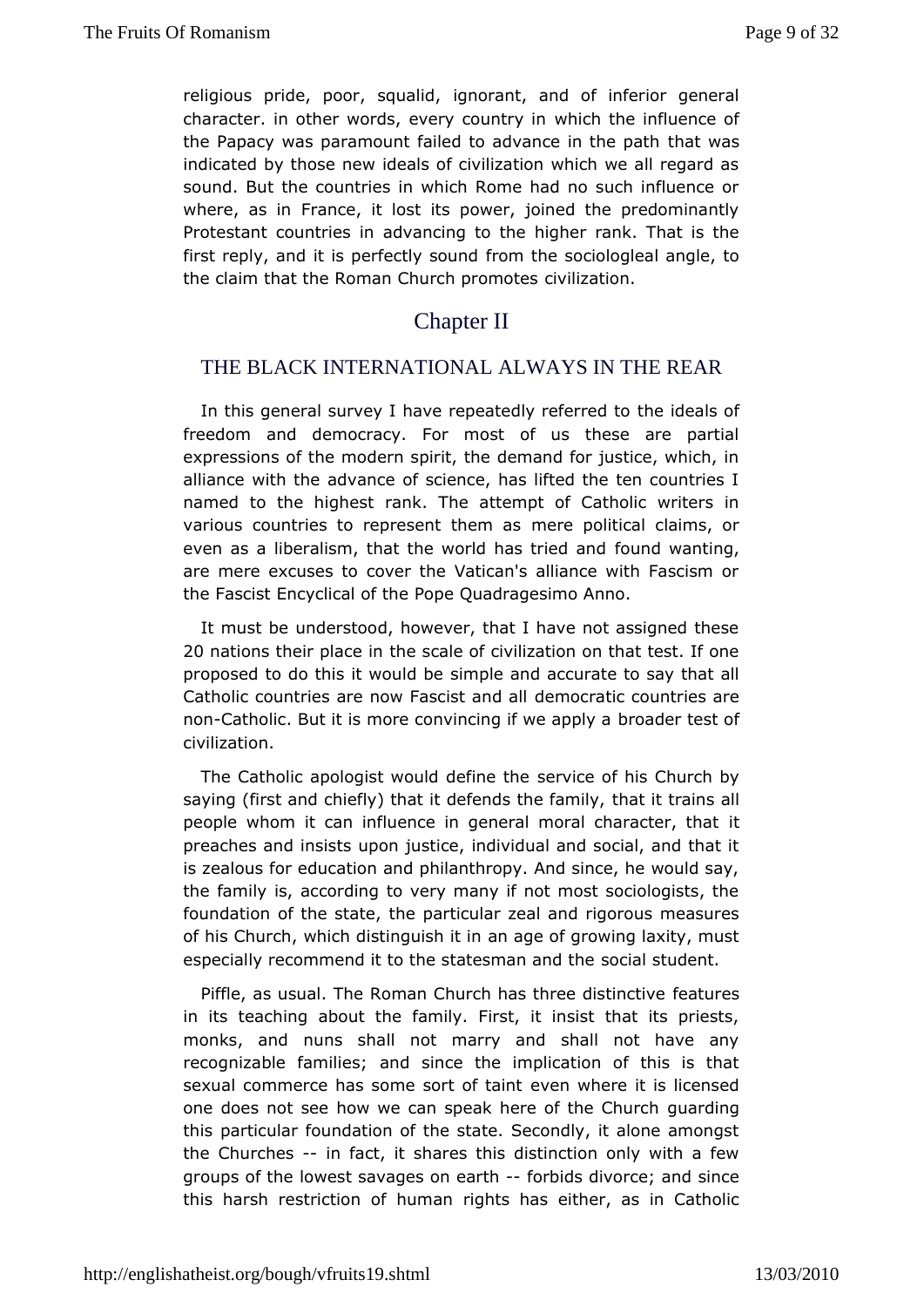religious pride, poor, squalid, ignorant, and of inferior general character. in other words, every country in which the influence of the Papacy was paramount failed to advance in the path that was indicated by those new ideals of civilization which we all regard as sound. But the countries in which Rome had no such influence or where, as in France, it lost its power, joined the predominantly Protestant countries in advancing to the higher rank. That is the first reply, and it is perfectly sound from the sociologleal angle, to the claim that the Roman Church promotes civilization.

# Chapter II

## THE BLACK INTERNATIONAL ALWAYS IN THE REAR

In this general survey I have repeatedly referred to the ideals of freedom and democracy. For most of us these are partial expressions of the modern spirit, the demand for justice, which, in alliance with the advance of science, has lifted the ten countries I named to the highest rank. The attempt of Catholic writers in various countries to represent them as mere political claims, or even as a liberalism, that the world has tried and found wanting, are mere excuses to cover the Vatican's alliance with Fascism or the Fascist Encyclical of the Pope Quadragesimo Anno.

It must be understood, however, that I have not assigned these 20 nations their place in the scale of civilization on that test. If one proposed to do this it would be simple and accurate to say that all Catholic countries are now Fascist and all democratic countries are non-Catholic. But it is more convincing if we apply a broader test of civilization.

The Catholic apologist would define the service of his Church by saying (first and chiefly) that it defends the family, that it trains all people whom it can influence in general moral character, that it preaches and insists upon justice, individual and social, and that it is zealous for education and philanthropy. And since, he would say, the family is, according to very many if not most sociologists, the foundation of the state, the particular zeal and rigorous measures of his Church, which distinguish it in an age of growing laxity, must especially recommend it to the statesman and the social student.

Piffle, as usual. The Roman Church has three distinctive features in its teaching about the family. First, it insist that its priests, monks, and nuns shall not marry and shall not have any recognizable families; and since the implication of this is that sexual commerce has some sort of taint even where it is licensed one does not see how we can speak here of the Church guarding this particular foundation of the state. Secondly, it alone amongst the Churches -- in fact, it shares this distinction only with a few groups of the lowest savages on earth -- forbids divorce; and since this harsh restriction of human rights has either, as in Catholic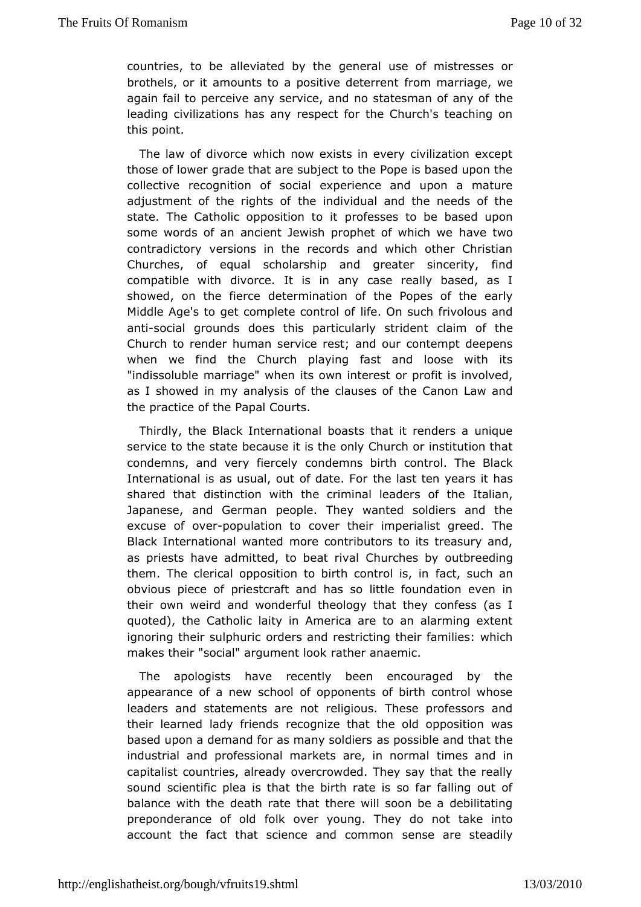countries, to be alleviated by the general use of mistresses or brothels, or it amounts to a positive deterrent from marriage, we again fail to perceive any service, and no statesman of any of the leading civilizations has any respect for the Church's teaching on this point.

The law of divorce which now exists in every civilization except those of lower grade that are subject to the Pope is based upon the collective recognition of social experience and upon a mature adjustment of the rights of the individual and the needs of the state. The Catholic opposition to it professes to be based upon some words of an ancient Jewish prophet of which we have two contradictory versions in the records and which other Christian Churches, of equal scholarship and greater sincerity, find compatible with divorce. It is in any case really based, as I showed, on the fierce determination of the Popes of the early Middle Age's to get complete control of life. On such frivolous and anti-social grounds does this particularly strident claim of the Church to render human service rest; and our contempt deepens when we find the Church playing fast and loose with its "indissoluble marriage" when its own interest or profit is involved, as I showed in my analysis of the clauses of the Canon Law and the practice of the Papal Courts.

Thirdly, the Black International boasts that it renders a unique service to the state because it is the only Church or institution that condemns, and very fiercely condemns birth control. The Black International is as usual, out of date. For the last ten years it has shared that distinction with the criminal leaders of the Italian, Japanese, and German people. They wanted soldiers and the excuse of over-population to cover their imperialist greed. The Black International wanted more contributors to its treasury and, as priests have admitted, to beat rival Churches by outbreeding them. The clerical opposition to birth control is, in fact, such an obvious piece of priestcraft and has so little foundation even in their own weird and wonderful theology that they confess (as I quoted), the Catholic laity in America are to an alarming extent ignoring their sulphuric orders and restricting their families: which makes their "social" argument look rather anaemic.

The apologists have recently been encouraged by the appearance of a new school of opponents of birth control whose leaders and statements are not religious. These professors and their learned lady friends recognize that the old opposition was based upon a demand for as many soldiers as possible and that the industrial and professional markets are, in normal times and in capitalist countries, already overcrowded. They say that the really sound scientific plea is that the birth rate is so far falling out of balance with the death rate that there will soon be a debilitating preponderance of old folk over young. They do not take into account the fact that science and common sense are steadily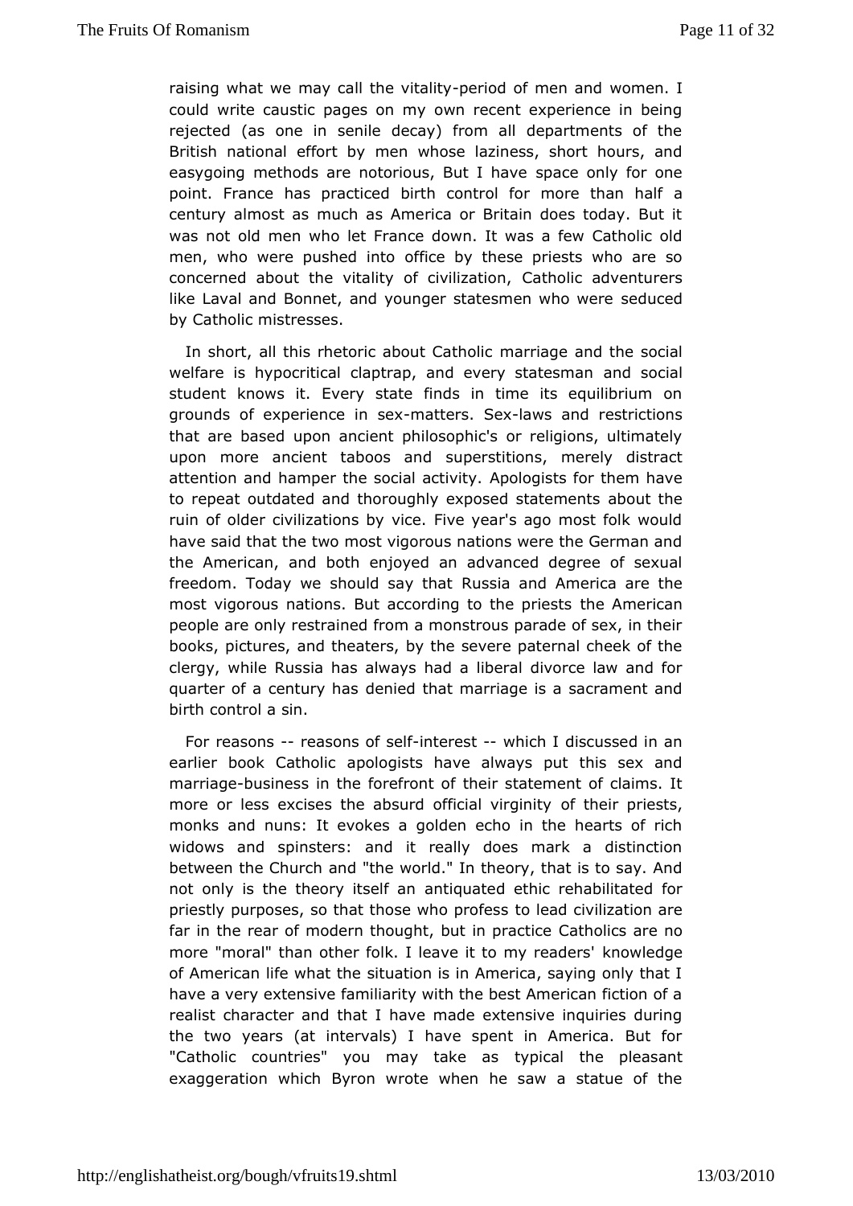raising what we may call the vitality-period of men and women. I could write caustic pages on my own recent experience in being rejected (as one in senile decay) from all departments of the British national effort by men whose laziness, short hours, and easygoing methods are notorious, But I have space only for one point. France has practiced birth control for more than half a century almost as much as America or Britain does today. But it was not old men who let France down. It was a few Catholic old men, who were pushed into office by these priests who are so concerned about the vitality of civilization, Catholic adventurers like Laval and Bonnet, and younger statesmen who were seduced by Catholic mistresses.

In short, all this rhetoric about Catholic marriage and the social welfare is hypocritical claptrap, and every statesman and social student knows it. Every state finds in time its equilibrium on grounds of experience in sex-matters. Sex-laws and restrictions that are based upon ancient philosophic's or religions, ultimately upon more ancient taboos and superstitions, merely distract attention and hamper the social activity. Apologists for them have to repeat outdated and thoroughly exposed statements about the ruin of older civilizations by vice. Five year's ago most folk would have said that the two most vigorous nations were the German and the American, and both enjoyed an advanced degree of sexual freedom. Today we should say that Russia and America are the most vigorous nations. But according to the priests the American people are only restrained from a monstrous parade of sex, in their books, pictures, and theaters, by the severe paternal cheek of the clergy, while Russia has always had a liberal divorce law and for quarter of a century has denied that marriage is a sacrament and birth control a sin.

For reasons -- reasons of self-interest -- which I discussed in an earlier book Catholic apologists have always put this sex and marriage-business in the forefront of their statement of claims. It more or less excises the absurd official virginity of their priests, monks and nuns: It evokes a golden echo in the hearts of rich widows and spinsters: and it really does mark a distinction between the Church and "the world." In theory, that is to say. And not only is the theory itself an antiquated ethic rehabilitated for priestly purposes, so that those who profess to lead civilization are far in the rear of modern thought, but in practice Catholics are no more "moral" than other folk. I leave it to my readers' knowledge of American life what the situation is in America, saying only that I have a very extensive familiarity with the best American fiction of a realist character and that I have made extensive inquiries during the two years (at intervals) I have spent in America. But for "Catholic countries" you may take as typical the pleasant exaggeration which Byron wrote when he saw a statue of the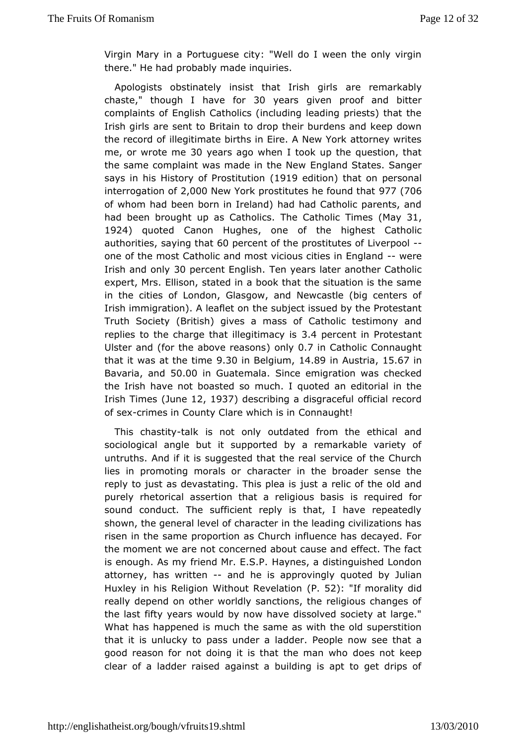Virgin Mary in a Portuguese city: "Well do I ween the only virgin there." He had probably made inquiries.

Apologists obstinately insist that Irish girls are remarkably chaste," though I have for 30 years given proof and bitter complaints of English Catholics (including leading priests) that the Irish girls are sent to Britain to drop their burdens and keep down the record of illegitimate births in Eire. A New York attorney writes me, or wrote me 30 years ago when I took up the question, that the same complaint was made in the New England States. Sanger says in his History of Prostitution (1919 edition) that on personal interrogation of 2,000 New York prostitutes he found that 977 (706 of whom had been born in Ireland) had had Catholic parents, and had been brought up as Catholics. The Catholic Times (May 31, 1924) quoted Canon Hughes, one of the highest Catholic authorities, saying that 60 percent of the prostitutes of Liverpool -- one of the most Catholic and most vicious cities in England -- were Irish and only 30 percent English. Ten years later another Catholic expert, Mrs. Ellison, stated in a book that the situation is the same in the cities of London, Glasgow, and Newcastle (big centers of Irish immigration). A leaflet on the subject issued by the Protestant Truth Society (British) gives a mass of Catholic testimony and replies to the charge that illegitimacy is 3.4 percent in Protestant Ulster and (for the above reasons) only 0.7 in Catholic Connaught that it was at the time 9.30 in Belgium, 14.89 in Austria, 15.67 in Bavaria, and 50.00 in Guatemala. Since emigration was checked the Irish have not boasted so much. I quoted an editorial in the Irish Times (June 12, 1937) describing a disgraceful official record of sex-crimes in County Clare which is in Connaught!

This chastity-talk is not only outdated from the ethical and sociological angle but it supported by a remarkable variety of untruths. And if it is suggested that the real service of the Church lies in promoting morals or character in the broader sense the reply to just as devastating. This plea is just a relic of the old and purely rhetorical assertion that a religious basis is required for sound conduct. The sufficient reply is that, I have repeatedly shown, the general level of character in the leading civilizations has risen in the same proportion as Church influence has decayed. For the moment we are not concerned about cause and effect. The fact is enough. As my friend Mr. E.S.P. Haynes, a distinguished London attorney, has written -- and he is approvingly quoted by Julian Huxley in his Religion Without Revelation (P. 52): "If morality did really depend on other worldly sanctions, the religious changes of the last fifty years would by now have dissolved society at large." What has happened is much the same as with the old superstition that it is unlucky to pass under a ladder. People now see that a good reason for not doing it is that the man who does not keep clear of a ladder raised against a building is apt to get drips of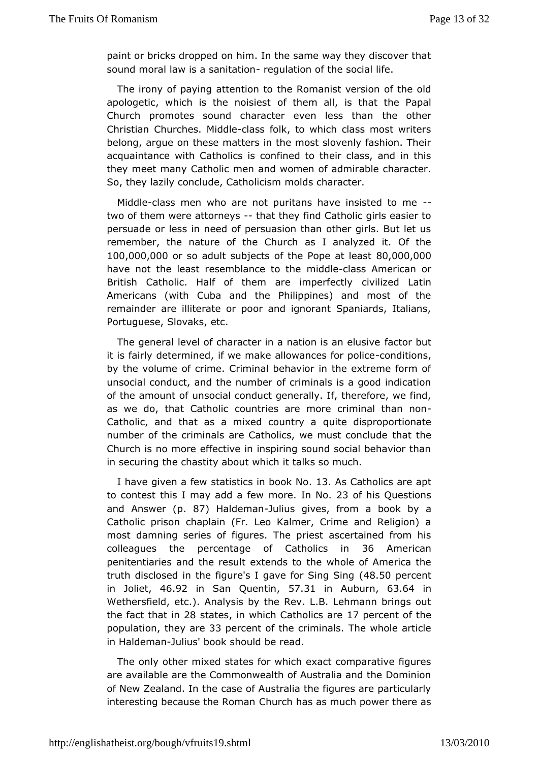paint or bricks dropped on him. In the same way they discover that sound moral law is a sanitation- regulation of the social life.

The irony of paying attention to the Romanist version of the old apologetic, which is the noisiest of them all, is that the Papal Church promotes sound character even less than the other Christian Churches. Middle-class folk, to which class most writers belong, argue on these matters in the most slovenly fashion. Their acquaintance with Catholics is confined to their class, and in this they meet many Catholic men and women of admirable character. So, they lazily conclude, Catholicism molds character.

Middle-class men who are not puritans have insisted to me -- two of them were attorneys -- that they find Catholic girls easier to persuade or less in need of persuasion than other girls. But let us remember, the nature of the Church as I analyzed it. Of the 100,000,000 or so adult subjects of the Pope at least 80,000,000 have not the least resemblance to the middle-class American or British Catholic. Half of them are imperfectly civilized Latin Americans (with Cuba and the Philippines) and most of the remainder are illiterate or poor and ignorant Spaniards, Italians, Portuguese, Slovaks, etc.

The general level of character in a nation is an elusive factor but it is fairly determined, if we make allowances for police-conditions, by the volume of crime. Criminal behavior in the extreme form of unsocial conduct, and the number of criminals is a good indication of the amount of unsocial conduct generally. If, therefore, we find, as we do, that Catholic countries are more criminal than non-Catholic, and that as a mixed country a quite disproportionate number of the criminals are Catholics, we must conclude that the Church is no more effective in inspiring sound social behavior than in securing the chastity about which it talks so much.

I have given a few statistics in book No. 13. As Catholics are apt to contest this I may add a few more. In No. 23 of his Questions and Answer (p. 87) Haldeman-Julius gives, from a book by a Catholic prison chaplain (Fr. Leo Kalmer, Crime and Religion) a most damning series of figures. The priest ascertained from his colleagues the percentage of Catholics in 36 American penitentiaries and the result extends to the whole of America the truth disclosed in the figure's I gave for Sing Sing (48.50 percent in Joliet, 46.92 in San Quentin, 57.31 in Auburn, 63.64 in Wethersfield, etc.). Analysis by the Rev. L.B. Lehmann brings out the fact that in 28 states, in which Catholics are 17 percent of the population, they are 33 percent of the criminals. The whole article in Haldeman-Julius' book should be read.

The only other mixed states for which exact comparative figures are available are the Commonwealth of Australia and the Dominion of New Zealand. In the case of Australia the figures are particularly interesting because the Roman Church has as much power there as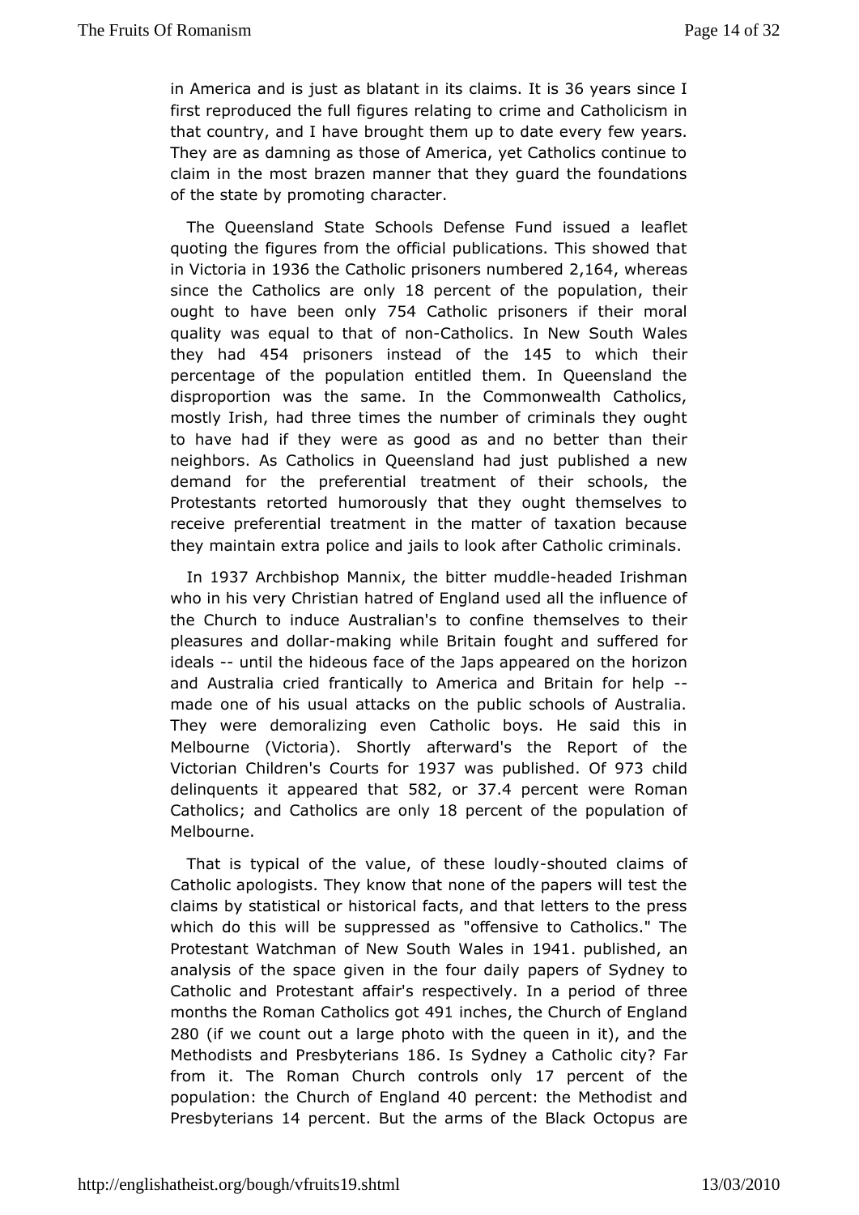in America and is just as blatant in its claims. It is 36 years since I first reproduced the full figures relating to crime and Catholicism in that country, and I have brought them up to date every few years. They are as damning as those of America, yet Catholics continue to claim in the most brazen manner that they guard the foundations of the state by promoting character.

The Queensland State Schools Defense Fund issued a leaflet quoting the figures from the official publications. This showed that in Victoria in 1936 the Catholic prisoners numbered 2,164, whereas since the Catholics are only 18 percent of the population, their ought to have been only 754 Catholic prisoners if their moral quality was equal to that of non-Catholics. In New South Wales they had 454 prisoners instead of the 145 to which their percentage of the population entitled them. In Queensland the disproportion was the same. In the Commonwealth Catholics, mostly Irish, had three times the number of criminals they ought to have had if they were as good as and no better than their neighbors. As Catholics in Queensland had just published a new demand for the preferential treatment of their schools, the Protestants retorted humorously that they ought themselves to receive preferential treatment in the matter of taxation because they maintain extra police and jails to look after Catholic criminals.

In 1937 Archbishop Mannix, the bitter muddle-headed Irishman who in his very Christian hatred of England used all the influence of the Church to induce Australian's to confine themselves to their pleasures and dollar-making while Britain fought and suffered for ideals -- until the hideous face of the Japs appeared on the horizon and Australia cried frantically to America and Britain for help -- made one of his usual attacks on the public schools of Australia. They were demoralizing even Catholic boys. He said this in Melbourne (Victoria). Shortly afterward's the Report of the Victorian Children's Courts for 1937 was published. Of 973 child delinquents it appeared that 582, or 37.4 percent were Roman Catholics; and Catholics are only 18 percent of the population of Melbourne.

That is typical of the value, of these loudly-shouted claims of Catholic apologists. They know that none of the papers will test the claims by statistical or historical facts, and that letters to the press which do this will be suppressed as "offensive to Catholics." The Protestant Watchman of New South Wales in 1941. published, an analysis of the space given in the four daily papers of Sydney to Catholic and Protestant affair's respectively. In a period of three months the Roman Catholics got 491 inches, the Church of England 280 (if we count out a large photo with the queen in it), and the Methodists and Presbyterians 186. Is Sydney a Catholic city? Far from it. The Roman Church controls only 17 percent of the population: the Church of England 40 percent: the Methodist and Presbyterians 14 percent. But the arms of the Black Octopus are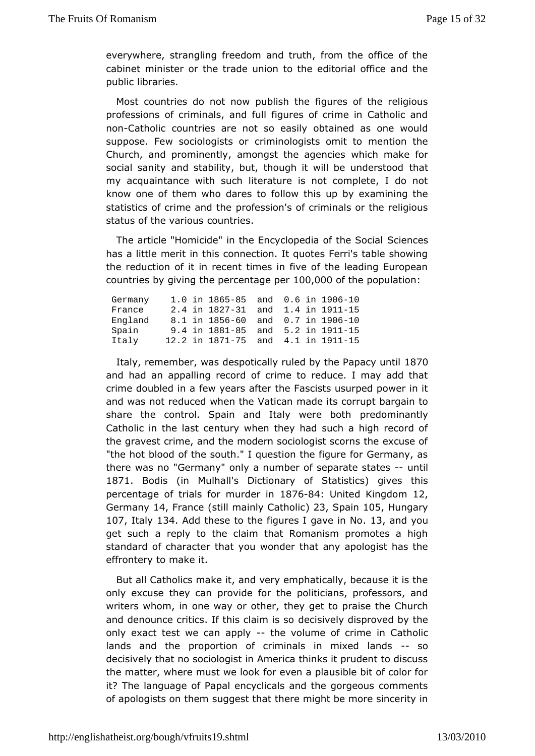everywhere, strangling freedom and truth, from the office of the cabinet minister or the trade union to the editorial office and the public libraries.

Most countries do not now publish the figures of the religious professions of criminals, and full figures of crime in Catholic and non-Catholic countries are not so easily obtained as one would suppose. Few sociologists or criminologists omit to mention the Church, and prominently, amongst the agencies which make for social sanity and stability, but, though it will be understood that my acquaintance with such literature is not complete, I do not know one of them who dares to follow this up by examining the statistics of crime and the profession's of criminals or the religious status of the various countries.

The article "Homicide" in the Encyclopedia of the Social Sciences has a little merit in this connection. It quotes Ferri's table showing the reduction of it in recent times in five of the leading European countries by giving the percentage per 100,000 of the population:

```
Germany    1.0 in 1865-85  and  0.6 in 1906-10
France     2.4 in 1827-31  and  1.4 in 1911-15
England    8.1 in 1856-60  and  0.7 in 1906-10
Spain      9.4 in 1881-85  and  5.2 in 1911-15
Italy     12.2 in 1871-75  and  4.1 in 1911-15
```

Italy, remember, was despotically ruled by the Papacy until 1870 and had an appalling record of crime to reduce. I may add that crime doubled in a few years after the Fascists usurped power in it and was not reduced when the Vatican made its corrupt bargain to share the control. Spain and Italy were both predominantly Catholic in the last century when they had such a high record of the gravest crime, and the modern sociologist scorns the excuse of "the hot blood of the south." I question the figure for Germany, as there was no "Germany" only a number of separate states -- until 1871. Bodis (in Mulhall's Dictionary of Statistics) gives this percentage of trials for murder in 1876-84: United Kingdom 12, Germany 14, France (still mainly Catholic) 23, Spain 105, Hungary 107, Italy 134. Add these to the figures I gave in No. 13, and you get such a reply to the claim that Romanism promotes a high standard of character that you wonder that any apologist has the effrontery to make it.

But all Catholics make it, and very emphatically, because it is the only excuse they can provide for the politicians, professors, and writers whom, in one way or other, they get to praise the Church and denounce critics. If this claim is so decisively disproved by the only exact test we can apply -- the volume of crime in Catholic lands and the proportion of criminals in mixed lands -- so decisively that no sociologist in America thinks it prudent to discuss the matter, where must we look for even a plausible bit of color for it? The language of Papal encyclicals and the gorgeous comments of apologists on them suggest that there might be more sincerity in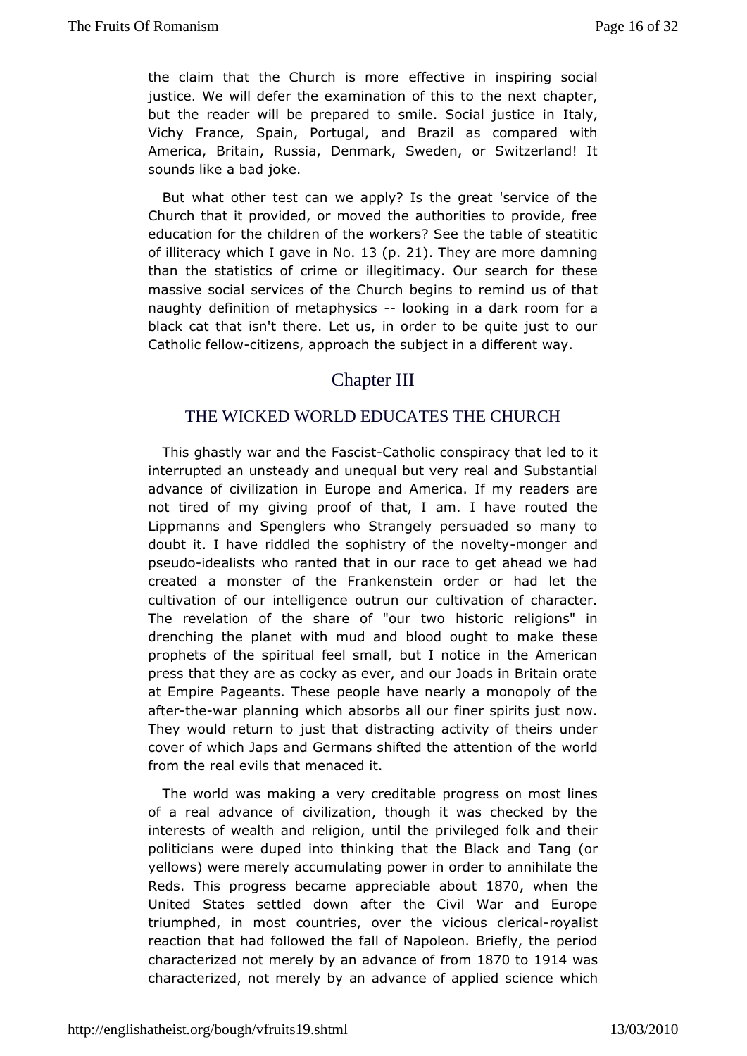the claim that the Church is more effective in inspiring social justice. We will defer the examination of this to the next chapter, but the reader will be prepared to smile. Social justice in Italy, Vichy France, Spain, Portugal, and Brazil as compared with America, Britain, Russia, Denmark, Sweden, or Switzerland! It sounds like a bad joke.

But what other test can we apply? Is the great 'service of the Church that it provided, or moved the authorities to provide, free education for the children of the workers? See the table of steatitic of illiteracy which I gave in No. 13 (p. 21). They are more damning than the statistics of crime or illegitimacy. Our search for these massive social services of the Church begins to remind us of that naughty definition of metaphysics -- looking in a dark room for a black cat that isn't there. Let us, in order to be quite just to our Catholic fellow-citizens, approach the subject in a different way.

## Chapter III

### THE WICKED WORLD EDUCATES THE CHURCH

This ghastly war and the Fascist-Catholic conspiracy that led to it interrupted an unsteady and unequal but very real and Substantial advance of civilization in Europe and America. If my readers are not tired of my giving proof of that, I am. I have routed the Lippmanns and Spenglers who Strangely persuaded so many to doubt it. I have riddled the sophistry of the novelty-monger and pseudo-idealists who ranted that in our race to get ahead we had created a monster of the Frankenstein order or had let the cultivation of our intelligence outrun our cultivation of character. The revelation of the share of "our two historic religions" in drenching the planet with mud and blood ought to make these prophets of the spiritual feel small, but I notice in the American press that they are as cocky as ever, and our Joads in Britain orate at Empire Pageants. These people have nearly a monopoly of the after-the-war planning which absorbs all our finer spirits just now. They would return to just that distracting activity of theirs under cover of which Japs and Germans shifted the attention of the world from the real evils that menaced it.

The world was making a very creditable progress on most lines of a real advance of civilization, though it was checked by the interests of wealth and religion, until the privileged folk and their politicians were duped into thinking that the Black and Tang (or yellows) were merely accumulating power in order to annihilate the Reds. This progress became appreciable about 1870, when the United States settled down after the Civil War and Europe triumphed, in most countries, over the vicious clerical-royalist reaction that had followed the fall of Napoleon. Briefly, the period characterized not merely by an advance of from 1870 to 1914 was characterized, not merely by an advance of applied science which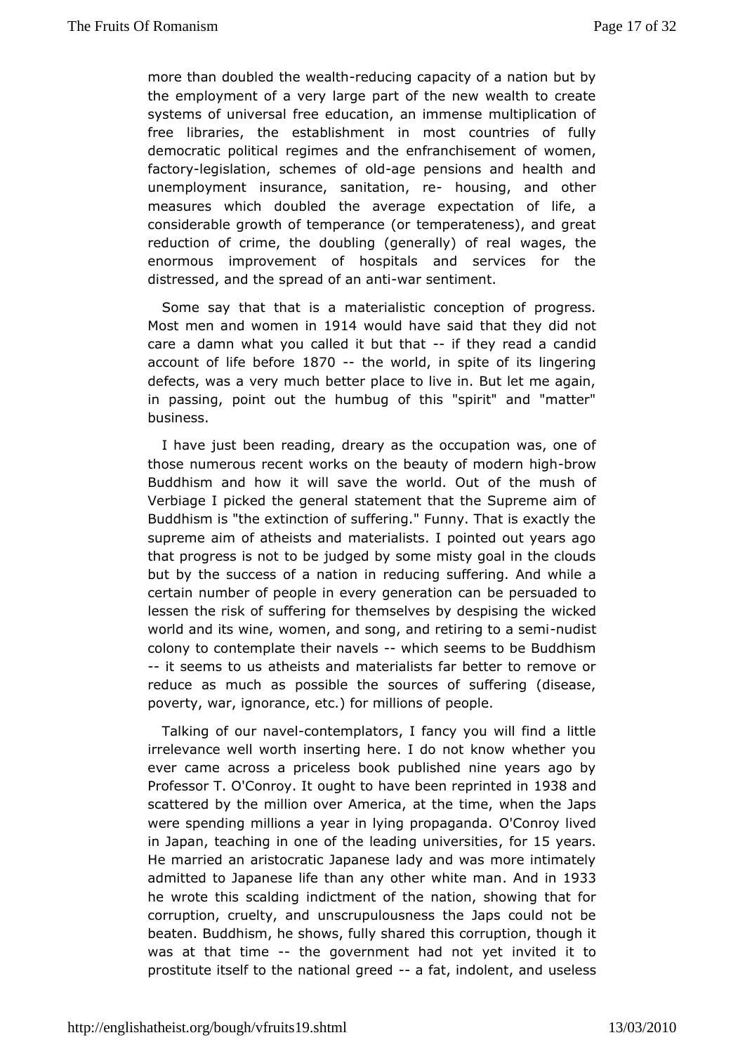more than doubled the wealth-reducing capacity of a nation but by the employment of a very large part of the new wealth to create systems of universal free education, an immense multiplication of free libraries, the establishment in most countries of fully democratic political regimes and the enfranchisement of women, factory-legislation, schemes of old-age pensions and health and unemployment insurance, sanitation, re- housing, and other measures which doubled the average expectation of life, a considerable growth of temperance (or temperateness), and great reduction of crime, the doubling (generally) of real wages, the enormous improvement of hospitals and services for the distressed, and the spread of an anti-war sentiment.

Some say that that is a materialistic conception of progress. Most men and women in 1914 would have said that they did not care a damn what you called it but that -- if they read a candid account of life before 1870 -- the world, in spite of its lingering defects, was a very much better place to live in. But let me again, in passing, point out the humbug of this "spirit" and "matter" business.

I have just been reading, dreary as the occupation was, one of those numerous recent works on the beauty of modern high-brow Buddhism and how it will save the world. Out of the mush of Verbiage I picked the general statement that the Supreme aim of Buddhism is "the extinction of suffering." Funny. That is exactly the supreme aim of atheists and materialists. I pointed out years ago that progress is not to be judged by some misty goal in the clouds but by the success of a nation in reducing suffering. And while a certain number of people in every generation can be persuaded to lessen the risk of suffering for themselves by despising the wicked world and its wine, women, and song, and retiring to a semi-nudist colony to contemplate their navels -- which seems to be Buddhism -- it seems to us atheists and materialists far better to remove or reduce as much as possible the sources of suffering (disease, poverty, war, ignorance, etc.) for millions of people.

Talking of our navel-contemplators, I fancy you will find a little irrelevance well worth inserting here. I do not know whether you ever came across a priceless book published nine years ago by Professor T. O'Conroy. It ought to have been reprinted in 1938 and scattered by the million over America, at the time, when the Japs were spending millions a year in lying propaganda. O'Conroy lived in Japan, teaching in one of the leading universities, for 15 years. He married an aristocratic Japanese lady and was more intimately admitted to Japanese life than any other white man. And in 1933 he wrote this scalding indictment of the nation, showing that for corruption, cruelty, and unscrupulousness the Japs could not be beaten. Buddhism, he shows, fully shared this corruption, though it was at that time -- the government had not yet invited it to prostitute itself to the national greed -- a fat, indolent, and useless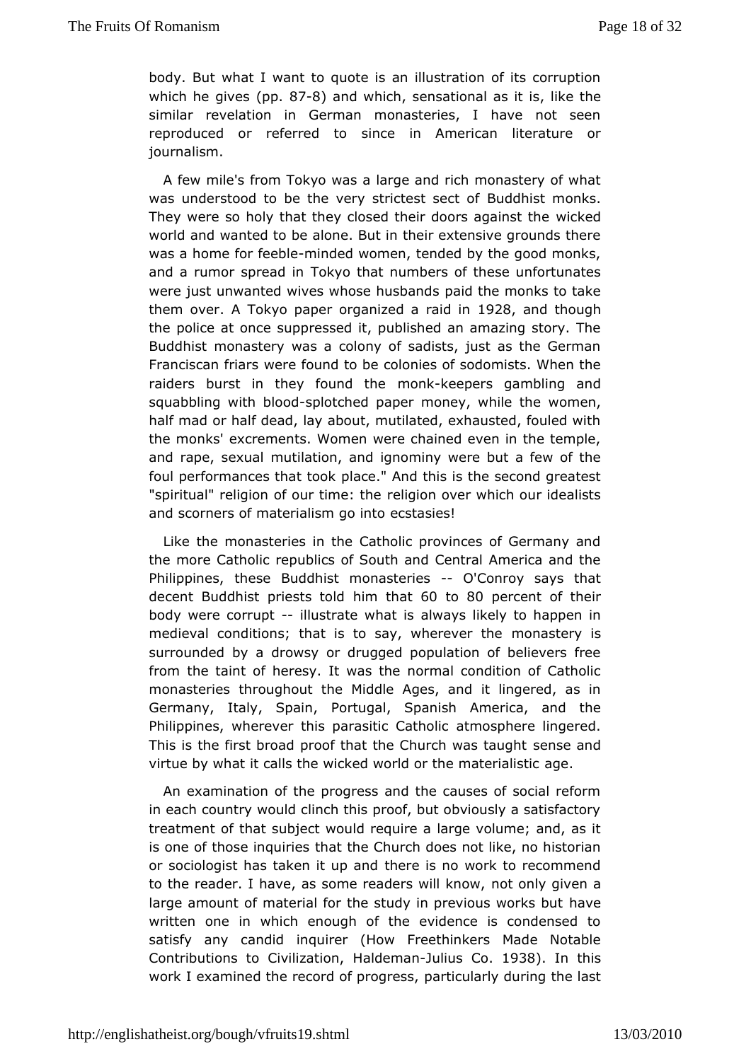body. But what I want to quote is an illustration of its corruption which he gives (pp. 87-8) and which, sensational as it is, like the similar revelation in German monasteries, I have not seen reproduced or referred to since in American literature or journalism.

A few mile's from Tokyo was a large and rich monastery of what was understood to be the very strictest sect of Buddhist monks. They were so holy that they closed their doors against the wicked world and wanted to be alone. But in their extensive grounds there was a home for feeble-minded women, tended by the good monks, and a rumor spread in Tokyo that numbers of these unfortunates were just unwanted wives whose husbands paid the monks to take them over. A Tokyo paper organized a raid in 1928, and though the police at once suppressed it, published an amazing story. The Buddhist monastery was a colony of sadists, just as the German Franciscan friars were found to be colonies of sodomists. When the raiders burst in they found the monk-keepers gambling and squabbling with blood-splotched paper money, while the women, half mad or half dead, lay about, mutilated, exhausted, fouled with the monks' excrements. Women were chained even in the temple, and rape, sexual mutilation, and ignominy were but a few of the foul performances that took place." And this is the second greatest "spiritual" religion of our time: the religion over which our idealists and scorners of materialism go into ecstasies!

Like the monasteries in the Catholic provinces of Germany and the more Catholic republics of South and Central America and the Philippines, these Buddhist monasteries -- O'Conroy says that decent Buddhist priests told him that 60 to 80 percent of their body were corrupt -- illustrate what is always likely to happen in medieval conditions; that is to say, wherever the monastery is surrounded by a drowsy or drugged population of believers free from the taint of heresy. It was the normal condition of Catholic monasteries throughout the Middle Ages, and it lingered, as in Germany, Italy, Spain, Portugal, Spanish America, and the Philippines, wherever this parasitic Catholic atmosphere lingered. This is the first broad proof that the Church was taught sense and virtue by what it calls the wicked world or the materialistic age.

An examination of the progress and the causes of social reform in each country would clinch this proof, but obviously a satisfactory treatment of that subject would require a large volume; and, as it is one of those inquiries that the Church does not like, no historian or sociologist has taken it up and there is no work to recommend to the reader. I have, as some readers will know, not only given a large amount of material for the study in previous works but have written one in which enough of the evidence is condensed to satisfy any candid inquirer (How Freethinkers Made Notable Contributions to Civilization, Haldeman-Julius Co. 1938). In this work I examined the record of progress, particularly during the last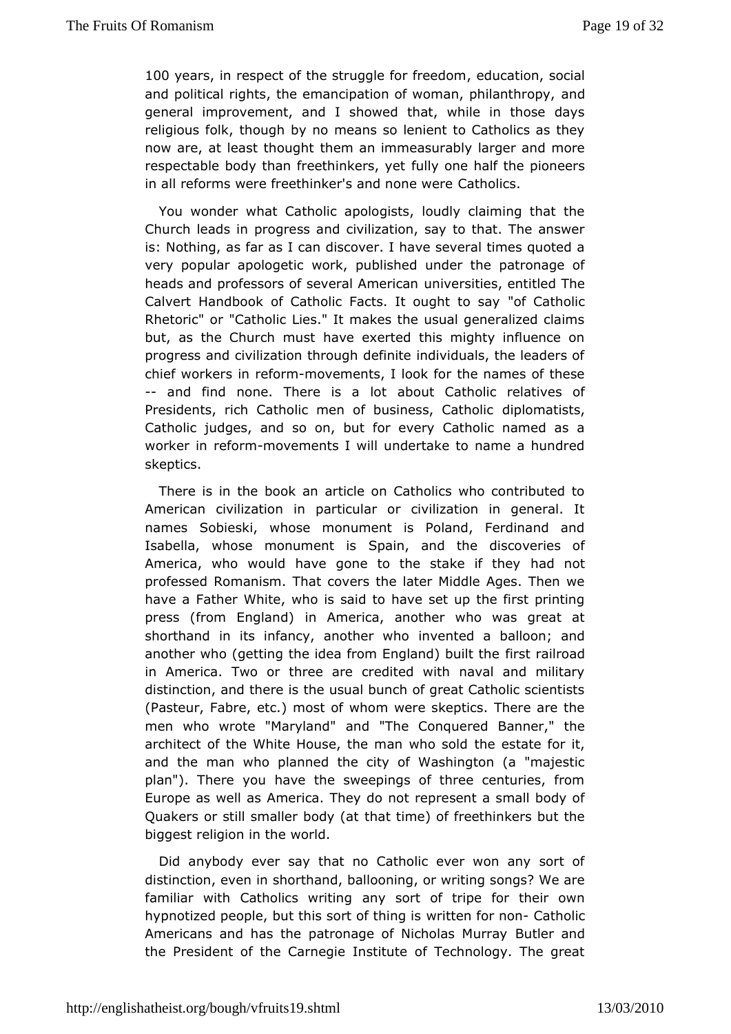100 years, in respect of the struggle for freedom, education, social and political rights, the emancipation of woman, philanthropy, and general improvement, and I showed that, while in those days religious folk, though by no means so lenient to Catholics as they now are, at least thought them an immeasurably larger and more respectable body than freethinkers, yet fully one half the pioneers in all reforms were freethinker's and none were Catholics.

You wonder what Catholic apologists, loudly claiming that the Church leads in progress and civilization, say to that. The answer is: Nothing, as far as I can discover. I have several times quoted a very popular apologetic work, published under the patronage of heads and professors of several American universities, entitled The Calvert Handbook of Catholic Facts. It ought to say "of Catholic Rhetoric" or "Catholic Lies." It makes the usual generalized claims but, as the Church must have exerted this mighty influence on progress and civilization through definite individuals, the leaders of chief workers in reform-movements, I look for the names of these -- and find none. There is a lot about Catholic relatives of Presidents, rich Catholic men of business, Catholic diplomatists, Catholic judges, and so on, but for every Catholic named as a worker in reform-movements I will undertake to name a hundred skeptics.

There is in the book an article on Catholics who contributed to American civilization in particular or civilization in general. It names Sobieski, whose monument is Poland, Ferdinand and Isabella, whose monument is Spain, and the discoveries of America, who would have gone to the stake if they had not professed Romanism. That covers the later Middle Ages. Then we have a Father White, who is said to have set up the first printing press (from England) in America, another who was great at shorthand in its infancy, another who invented a balloon; and another who (getting the idea from England) built the first railroad in America. Two or three are credited with naval and military distinction, and there is the usual bunch of great Catholic scientists (Pasteur, Fabre, etc.) most of whom were skeptics. There are the men who wrote "Maryland" and "The Conquered Banner," the architect of the White House, the man who sold the estate for it, and the man who planned the city of Washington (a "majestic plan"). There you have the sweepings of three centuries, from Europe as well as America. They do not represent a small body of Quakers or still smaller body (at that time) of freethinkers but the biggest religion in the world.

Did anybody ever say that no Catholic ever won any sort of distinction, even in shorthand, ballooning, or writing songs? We are familiar with Catholics writing any sort of tripe for their own hypnotized people, but this sort of thing is written for non- Catholic Americans and has the patronage of Nicholas Murray Butler and the President of the Carnegie Institute of Technology. The great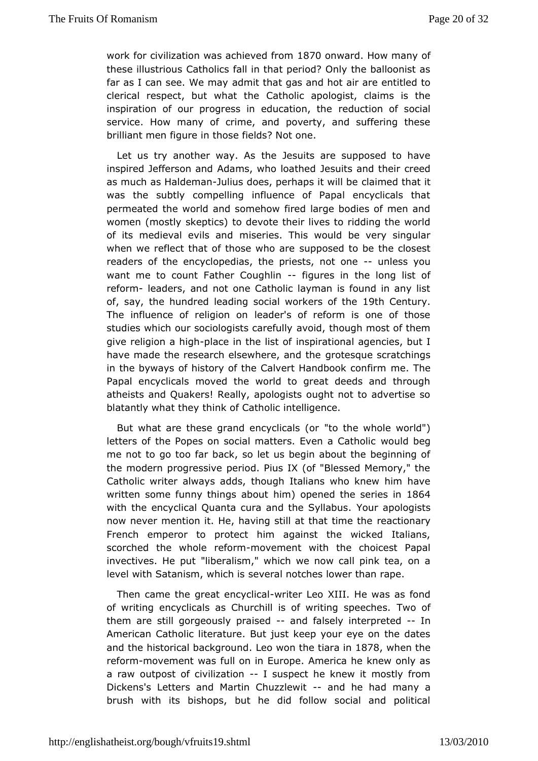work for civilization was achieved from 1870 onward. How many of these illustrious Catholics fall in that period? Only the balloonist as far as I can see. We may admit that gas and hot air are entitled to clerical respect, but what the Catholic apologist, claims is the inspiration of our progress in education, the reduction of social service. How many of crime, and poverty, and suffering these brilliant men figure in those fields? Not one.

Let us try another way. As the Jesuits are supposed to have inspired Jefferson and Adams, who loathed Jesuits and their creed as much as Haldeman-Julius does, perhaps it will be claimed that it was the subtly compelling influence of Papal encyclicals that permeated the world and somehow fired large bodies of men and women (mostly skeptics) to devote their lives to ridding the world of its medieval evils and miseries. This would be very singular when we reflect that of those who are supposed to be the closest readers of the encyclopedias, the priests, not one -- unless you want me to count Father Coughlin -- figures in the long list of reform- leaders, and not one Catholic layman is found in any list of, say, the hundred leading social workers of the 19th Century. The influence of religion on leader's of reform is one of those studies which our sociologists carefully avoid, though most of them give religion a high-place in the list of inspirational agencies, but I have made the research elsewhere, and the grotesque scratchings in the byways of history of the Calvert Handbook confirm me. The Papal encyclicals moved the world to great deeds and through atheists and Quakers! Really, apologists ought not to advertise so blatantly what they think of Catholic intelligence.

But what are these grand encyclicals (or "to the whole world") letters of the Popes on social matters. Even a Catholic would beg me not to go too far back, so let us begin about the beginning of the modern progressive period. Pius IX (of "Blessed Memory," the Catholic writer always adds, though Italians who knew him have written some funny things about him) opened the series in 1864 with the encyclical Quanta cura and the Syllabus. Your apologists now never mention it. He, having still at that time the reactionary French emperor to protect him against the wicked Italians, scorched the whole reform-movement with the choicest Papal invectives. He put "liberalism," which we now call pink tea, on a level with Satanism, which is several notches lower than rape.

Then came the great encyclical-writer Leo XIII. He was as fond of writing encyclicals as Churchill is of writing speeches. Two of them are still gorgeously praised -- and falsely interpreted -- In American Catholic literature. But just keep your eye on the dates and the historical background. Leo won the tiara in 1878, when the reform-movement was full on in Europe. America he knew only as a raw outpost of civilization -- I suspect he knew it mostly from Dickens's Letters and Martin Chuzzlewit -- and he had many a brush with its bishops, but he did follow social and political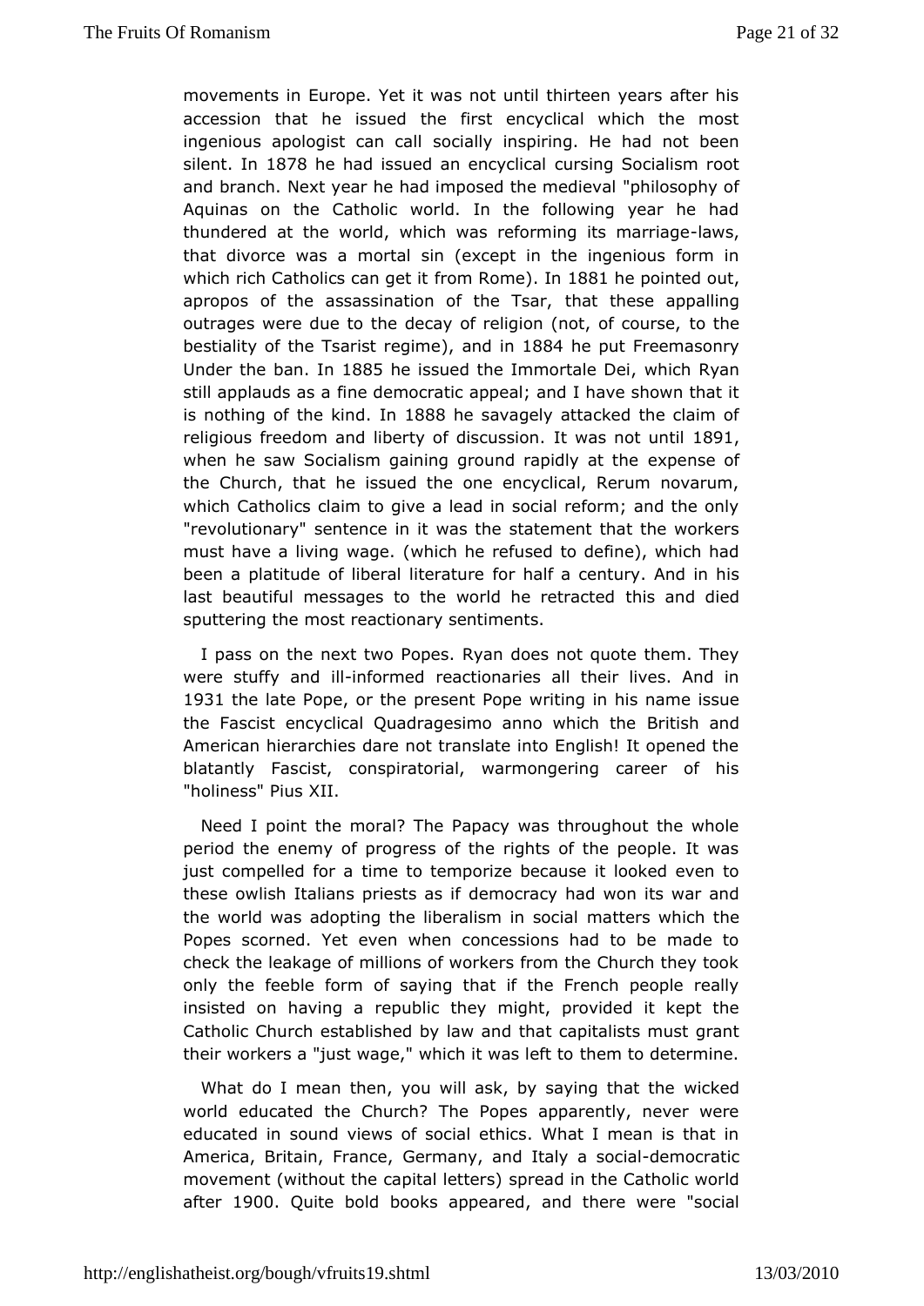movements in Europe. Yet it was not until thirteen years after his accession that he issued the first encyclical which the most ingenious apologist can call socially inspiring. He had not been silent. In 1878 he had issued an encyclical cursing Socialism root and branch. Next year he had imposed the medieval "philosophy of Aquinas on the Catholic world. In the following year he had thundered at the world, which was reforming its marriage-laws, that divorce was a mortal sin (except in the ingenious form in which rich Catholics can get it from Rome). In 1881 he pointed out, apropos of the assassination of the Tsar, that these appalling outrages were due to the decay of religion (not, of course, to the bestiality of the Tsarist regime), and in 1884 he put Freemasonry Under the ban. In 1885 he issued the Immortale Dei, which Ryan still applauds as a fine democratic appeal; and I have shown that it is nothing of the kind. In 1888 he savagely attacked the claim of religious freedom and liberty of discussion. It was not until 1891, when he saw Socialism gaining ground rapidly at the expense of the Church, that he issued the one encyclical, Rerum novarum, which Catholics claim to give a lead in social reform; and the only "revolutionary" sentence in it was the statement that the workers must have a living wage. (which he refused to define), which had been a platitude of liberal literature for half a century. And in his last beautiful messages to the world he retracted this and died sputtering the most reactionary sentiments.

I pass on the next two Popes. Ryan does not quote them. They were stuffy and ill-informed reactionaries all their lives. And in 1931 the late Pope, or the present Pope writing in his name issue the Fascist encyclical Quadragesimo anno which the British and American hierarchies dare not translate into English! It opened the blatantly Fascist, conspiratorial, warmongering career of his "holiness" Pius XII.

Need I point the moral? The Papacy was throughout the whole period the enemy of progress of the rights of the people. It was just compelled for a time to temporize because it looked even to these owlish Italians priests as if democracy had won its war and the world was adopting the liberalism in social matters which the Popes scorned. Yet even when concessions had to be made to check the leakage of millions of workers from the Church they took only the feeble form of saying that if the French people really insisted on having a republic they might, provided it kept the Catholic Church established by law and that capitalists must grant their workers a "just wage," which it was left to them to determine.

What do I mean then, you will ask, by saying that the wicked world educated the Church? The Popes apparently, never were educated in sound views of social ethics. What I mean is that in America, Britain, France, Germany, and Italy a social-democratic movement (without the capital letters) spread in the Catholic world after 1900. Quite bold books appeared, and there were "social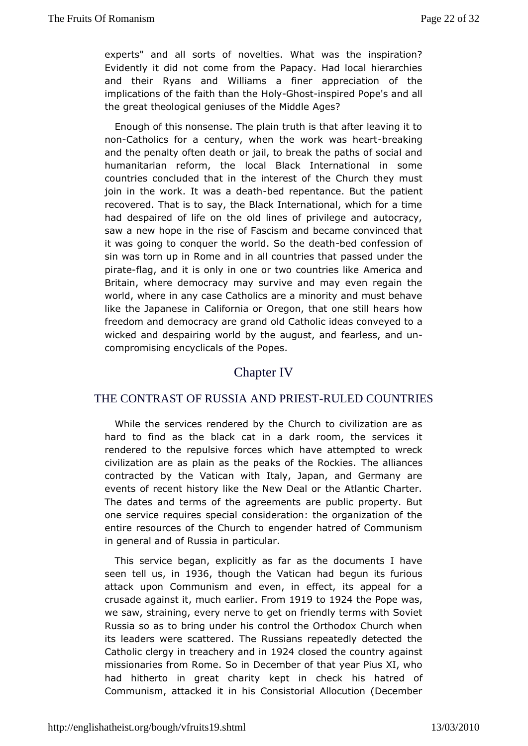experts" and all sorts of novelties. What was the inspiration? Evidently it did not come from the Papacy. Had local hierarchies and their Ryans and Williams a finer appreciation of the implications of the faith than the Holy-Ghost-inspired Pope's and all the great theological geniuses of the Middle Ages?

Enough of this nonsense. The plain truth is that after leaving it to non-Catholics for a century, when the work was heart-breaking and the penalty often death or jail, to break the paths of social and humanitarian reform, the local Black International in some countries concluded that in the interest of the Church they must join in the work. It was a death-bed repentance. But the patient recovered. That is to say, the Black International, which for a time had despaired of life on the old lines of privilege and autocracy, saw a new hope in the rise of Fascism and became convinced that it was going to conquer the world. So the death-bed confession of sin was torn up in Rome and in all countries that passed under the pirate-flag, and it is only in one or two countries like America and Britain, where democracy may survive and may even regain the world, where in any case Catholics are a minority and must behave like the Japanese in California or Oregon, that one still hears how freedom and democracy are grand old Catholic ideas conveyed to a wicked and despairing world by the august, and fearless, and un-compromising encyclicals of the Popes.

## Chapter IV

## THE CONTRAST OF RUSSIA AND PRIEST-RULED COUNTRIES

While the services rendered by the Church to civilization are as hard to find as the black cat in a dark room, the services it rendered to the repulsive forces which have attempted to wreck civilization are as plain as the peaks of the Rockies. The alliances contracted by the Vatican with Italy, Japan, and Germany are events of recent history like the New Deal or the Atlantic Charter. The dates and terms of the agreements are public property. But one service requires special consideration: the organization of the entire resources of the Church to engender hatred of Communism in general and of Russia in particular.

This service began, explicitly as far as the documents I have seen tell us, in 1936, though the Vatican had begun its furious attack upon Communism and even, in effect, its appeal for a crusade against it, much earlier. From 1919 to 1924 the Pope was, we saw, straining, every nerve to get on friendly terms with Soviet Russia so as to bring under his control the Orthodox Church when its leaders were scattered. The Russians repeatedly detected the Catholic clergy in treachery and in 1924 closed the country against missionaries from Rome. So in December of that year Pius XI, who had hitherto in great charity kept in check his hatred of Communism, attacked it in his Consistorial Allocution (December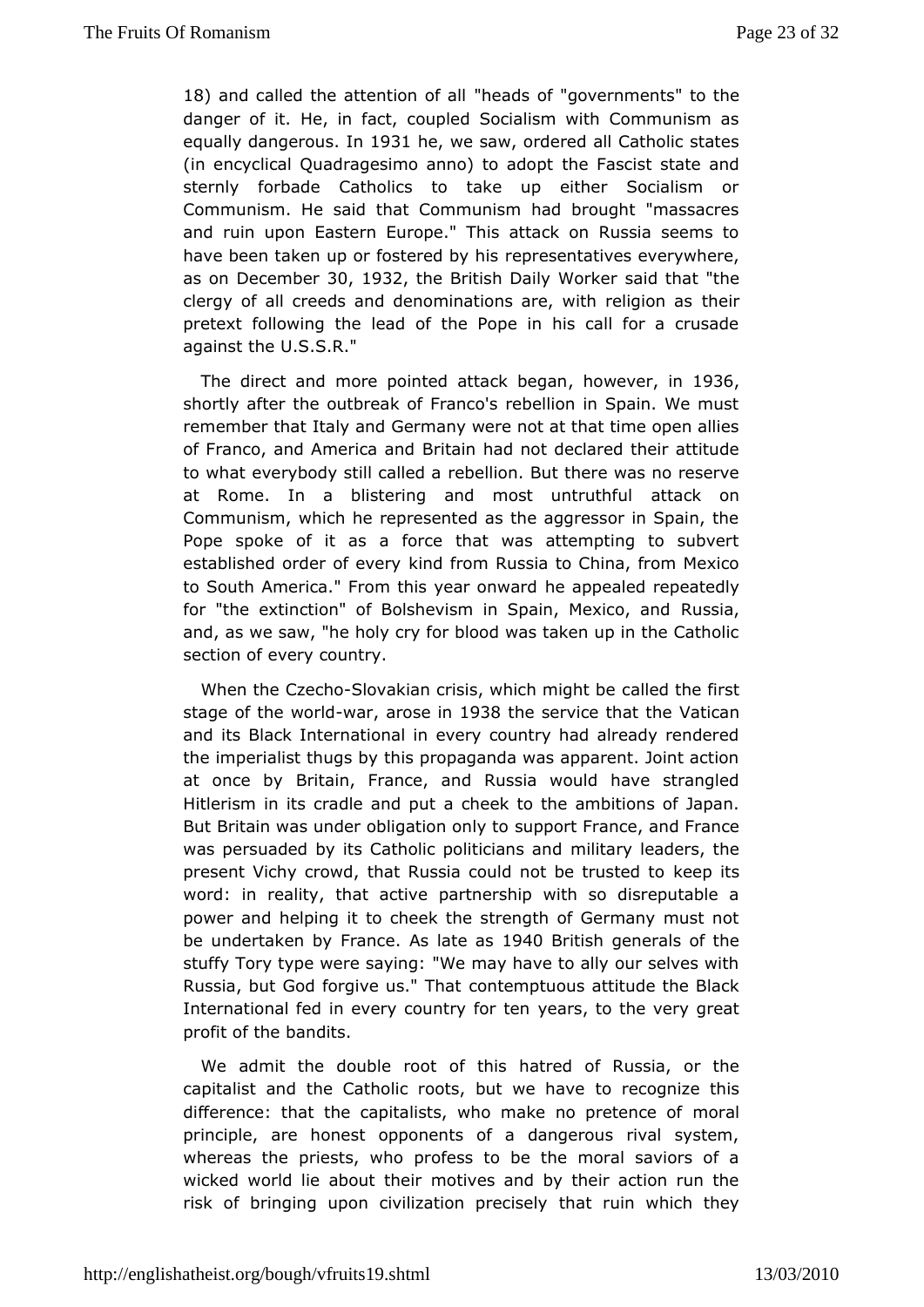18) and called the attention of all "heads of "governments" to the danger of it. He, in fact, coupled Socialism with Communism as equally dangerous. In 1931 he, we saw, ordered all Catholic states (in encyclical Quadragesimo anno) to adopt the Fascist state and sternly forbade Catholics to take up either Socialism or Communism. He said that Communism had brought "massacres and ruin upon Eastern Europe." This attack on Russia seems to have been taken up or fostered by his representatives everywhere, as on December 30, 1932, the British Daily Worker said that "the clergy of all creeds and denominations are, with religion as their pretext following the lead of the Pope in his call for a crusade against the U.S.S.R."

The direct and more pointed attack began, however, in 1936, shortly after the outbreak of Franco's rebellion in Spain. We must remember that Italy and Germany were not at that time open allies of Franco, and America and Britain had not declared their attitude to what everybody still called a rebellion. But there was no reserve at Rome. In a blistering and most untruthful attack on Communism, which he represented as the aggressor in Spain, the Pope spoke of it as a force that was attempting to subvert established order of every kind from Russia to China, from Mexico to South America." From this year onward he appealed repeatedly for "the extinction" of Bolshevism in Spain, Mexico, and Russia, and, as we saw, "he holy cry for blood was taken up in the Catholic section of every country.

When the Czecho-Slovakian crisis, which might be called the first stage of the world-war, arose in 1938 the service that the Vatican and its Black International in every country had already rendered the imperialist thugs by this propaganda was apparent. Joint action at once by Britain, France, and Russia would have strangled Hitlerism in its cradle and put a cheek to the ambitions of Japan. But Britain was under obligation only to support France, and France was persuaded by its Catholic politicians and military leaders, the present Vichy crowd, that Russia could not be trusted to keep its word: in reality, that active partnership with so disreputable a power and helping it to cheek the strength of Germany must not be undertaken by France. As late as 1940 British generals of the stuffy Tory type were saying: "We may have to ally our selves with Russia, but God forgive us." That contemptuous attitude the Black International fed in every country for ten years, to the very great profit of the bandits.

We admit the double root of this hatred of Russia, or the capitalist and the Catholic roots, but we have to recognize this difference: that the capitalists, who make no pretence of moral principle, are honest opponents of a dangerous rival system, whereas the priests, who profess to be the moral saviors of a wicked world lie about their motives and by their action run the risk of bringing upon civilization precisely that ruin which they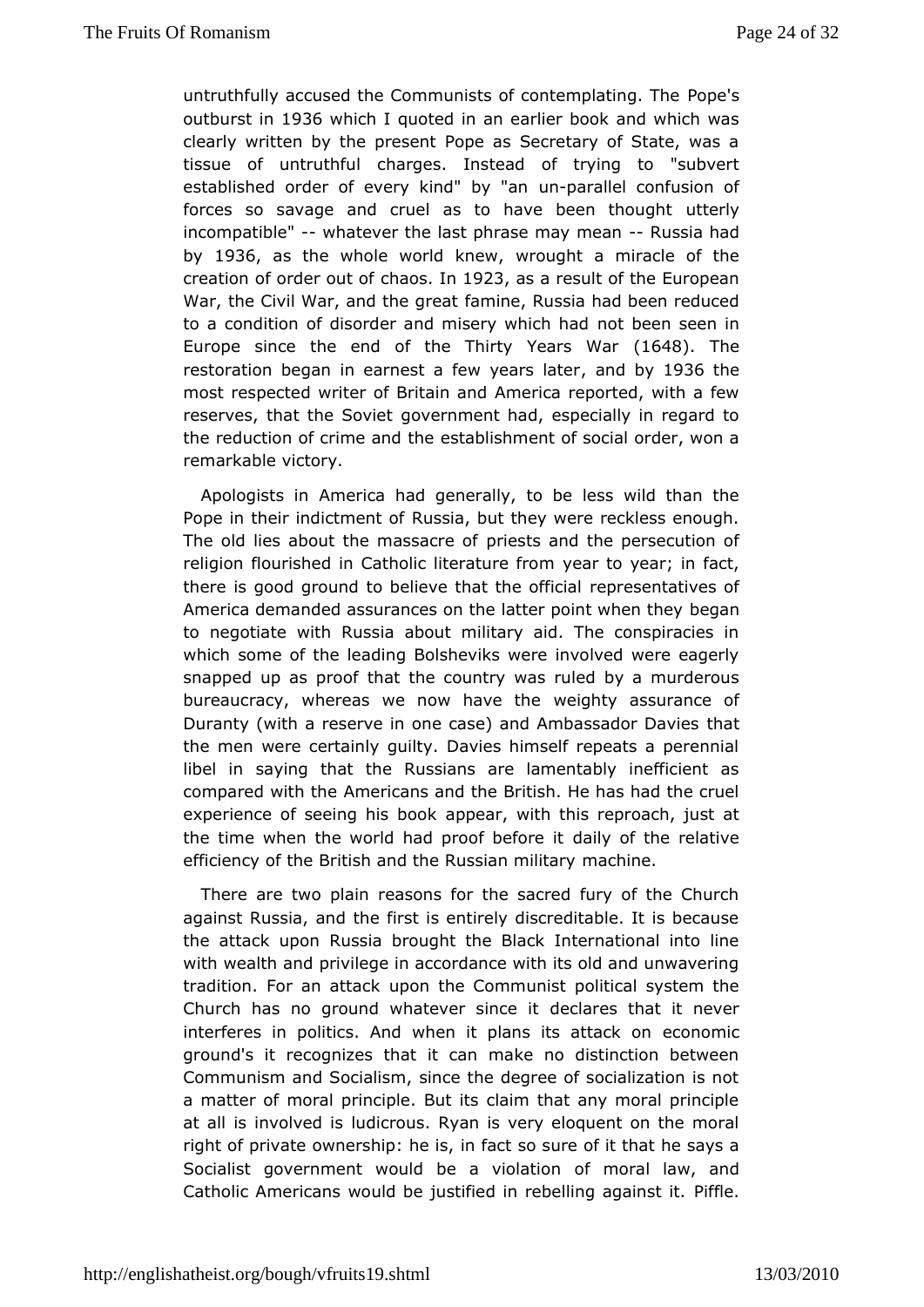untruthfully accused the Communists of contemplating. The Pope's outburst in 1936 which I quoted in an earlier book and which was clearly written by the present Pope as Secretary of State, was a tissue of untruthful charges. Instead of trying to "subvert established order of every kind" by "an un-parallel confusion of forces so savage and cruel as to have been thought utterly incompatible" -- whatever the last phrase may mean -- Russia had by 1936, as the whole world knew, wrought a miracle of the creation of order out of chaos. In 1923, as a result of the European War, the Civil War, and the great famine, Russia had been reduced to a condition of disorder and misery which had not been seen in Europe since the end of the Thirty Years War (1648). The restoration began in earnest a few years later, and by 1936 the most respected writer of Britain and America reported, with a few reserves, that the Soviet government had, especially in regard to the reduction of crime and the establishment of social order, won a remarkable victory.

Apologists in America had generally, to be less wild than the Pope in their indictment of Russia, but they were reckless enough. The old lies about the massacre of priests and the persecution of religion flourished in Catholic literature from year to year; in fact, there is good ground to believe that the official representatives of America demanded assurances on the latter point when they began to negotiate with Russia about military aid. The conspiracies in which some of the leading Bolsheviks were involved were eagerly snapped up as proof that the country was ruled by a murderous bureaucracy, whereas we now have the weighty assurance of Duranty (with a reserve in one case) and Ambassador Davies that the men were certainly guilty. Davies himself repeats a perennial libel in saying that the Russians are lamentably inefficient as compared with the Americans and the British. He has had the cruel experience of seeing his book appear, with this reproach, just at the time when the world had proof before it daily of the relative efficiency of the British and the Russian military machine.

There are two plain reasons for the sacred fury of the Church against Russia, and the first is entirely discreditable. It is because the attack upon Russia brought the Black International into line with wealth and privilege in accordance with its old and unwavering tradition. For an attack upon the Communist political system the Church has no ground whatever since it declares that it never interferes in politics. And when it plans its attack on economic ground's it recognizes that it can make no distinction between Communism and Socialism, since the degree of socialization is not a matter of moral principle. But its claim that any moral principle at all is involved is ludicrous. Ryan is very eloquent on the moral right of private ownership: he is, in fact so sure of it that he says a Socialist government would be a violation of moral law, and Catholic Americans would be justified in rebelling against it. Piffle.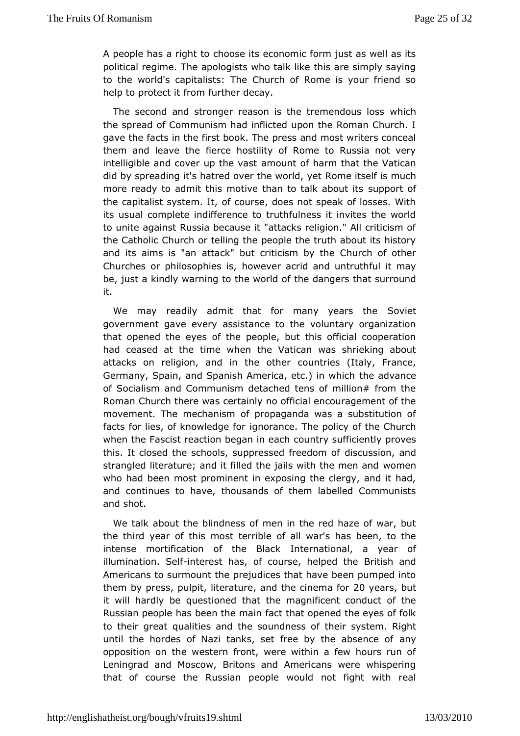A people has a right to choose its economic form just as well as its political regime. The apologists who talk like this are simply saying to the world's capitalists: The Church of Rome is your friend so help to protect it from further decay.

The second and stronger reason is the tremendous loss which the spread of Communism had inflicted upon the Roman Church. I gave the facts in the first book. The press and most writers conceal them and leave the fierce hostility of Rome to Russia not very intelligible and cover up the vast amount of harm that the Vatican did by spreading it's hatred over the world, yet Rome itself is much more ready to admit this motive than to talk about its support of the capitalist system. It, of course, does not speak of losses. With its usual complete indifference to truthfulness it invites the world to unite against Russia because it "attacks religion." All criticism of the Catholic Church or telling the people the truth about its history and its aims is "an attack" but criticism by the Church of other Churches or philosophies is, however acrid and untruthful it may be, just a kindly warning to the world of the dangers that surround it.

We may readily admit that for many years the Soviet government gave every assistance to the voluntary organization that opened the eyes of the people, but this official cooperation had ceased at the time when the Vatican was shrieking about attacks on religion, and in the other countries (Italy, France, Germany, Spain, and Spanish America, etc.) in which the advance of Socialism and Communism detached tens of million# from the Roman Church there was certainly no official encouragement of the movement. The mechanism of propaganda was a substitution of facts for lies, of knowledge for ignorance. The policy of the Church when the Fascist reaction began in each country sufficiently proves this. It closed the schools, suppressed freedom of discussion, and strangled literature; and it filled the jails with the men and women who had been most prominent in exposing the clergy, and it had, and continues to have, thousands of them labelled Communists and shot.

We talk about the blindness of men in the red haze of war, but the third year of this most terrible of all war's has been, to the intense mortification of the Black International, a year of illumination. Self-interest has, of course, helped the British and Americans to surmount the prejudices that have been pumped into them by press, pulpit, literature, and the cinema for 20 years, but it will hardly be questioned that the magnificent conduct of the Russian people has been the main fact that opened the eyes of folk to their great qualities and the soundness of their system. Right until the hordes of Nazi tanks, set free by the absence of any opposition on the western front, were within a few hours run of Leningrad and Moscow, Britons and Americans were whispering that of course the Russian people would not fight with real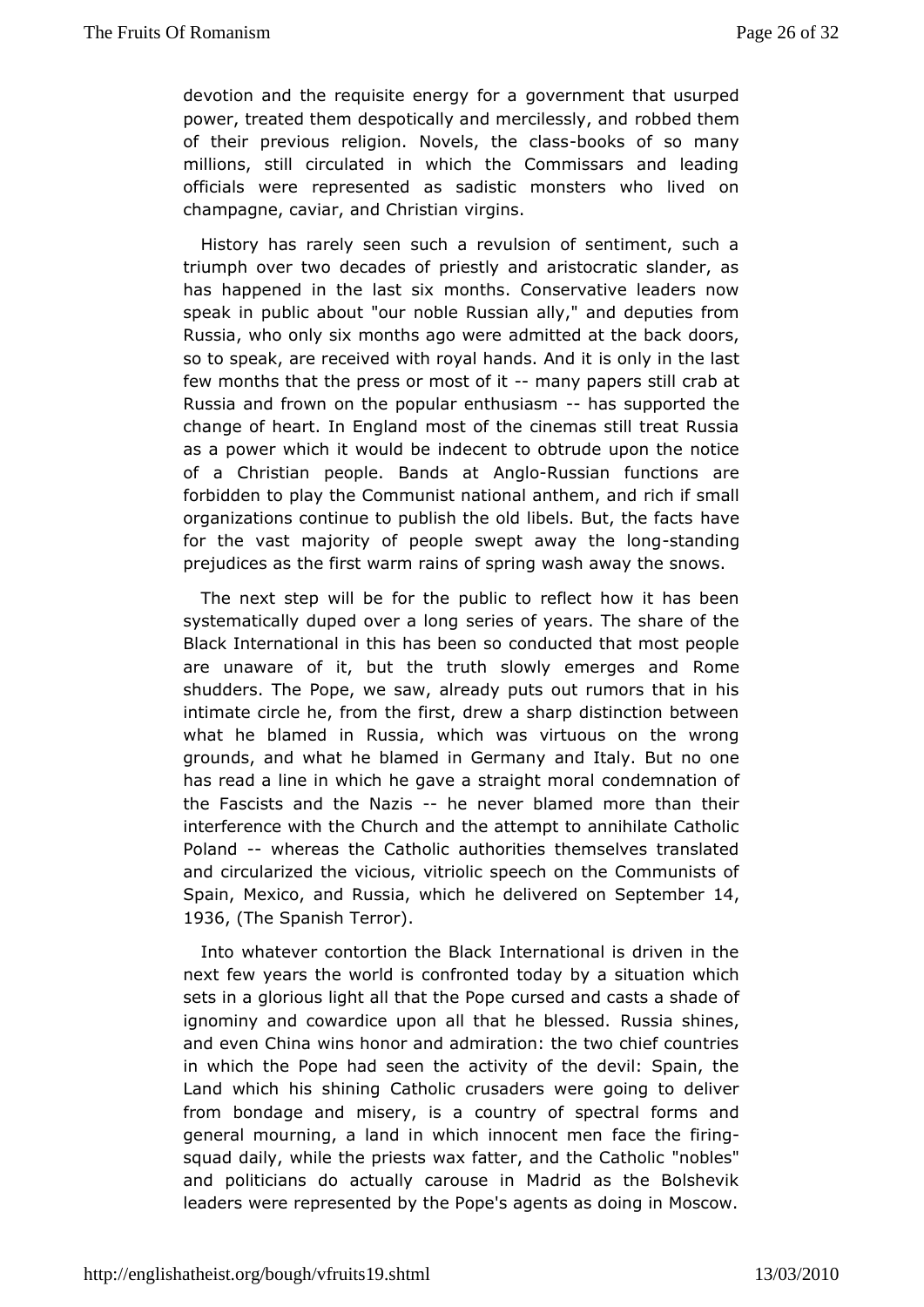devotion and the requisite energy for a government that usurped power, treated them despotically and mercilessly, and robbed them of their previous religion. Novels, the class-books of so many millions, still circulated in which the Commissars and leading officials were represented as sadistic monsters who lived on champagne, caviar, and Christian virgins.

History has rarely seen such a revulsion of sentiment, such a triumph over two decades of priestly and aristocratic slander, as has happened in the last six months. Conservative leaders now speak in public about "our noble Russian ally," and deputies from Russia, who only six months ago were admitted at the back doors, so to speak, are received with royal hands. And it is only in the last few months that the press or most of it -- many papers still crab at Russia and frown on the popular enthusiasm -- has supported the change of heart. In England most of the cinemas still treat Russia as a power which it would be indecent to obtrude upon the notice of a Christian people. Bands at Anglo-Russian functions are forbidden to play the Communist national anthem, and rich if small organizations continue to publish the old libels. But, the facts have for the vast majority of people swept away the long-standing prejudices as the first warm rains of spring wash away the snows.

The next step will be for the public to reflect how it has been systematically duped over a long series of years. The share of the Black International in this has been so conducted that most people are unaware of it, but the truth slowly emerges and Rome shudders. The Pope, we saw, already puts out rumors that in his intimate circle he, from the first, drew a sharp distinction between what he blamed in Russia, which was virtuous on the wrong grounds, and what he blamed in Germany and Italy. But no one has read a line in which he gave a straight moral condemnation of the Fascists and the Nazis -- he never blamed more than their interference with the Church and the attempt to annihilate Catholic Poland -- whereas the Catholic authorities themselves translated and circularized the vicious, vitriolic speech on the Communists of Spain, Mexico, and Russia, which he delivered on September 14, 1936, (The Spanish Terror).

Into whatever contortion the Black International is driven in the next few years the world is confronted today by a situation which sets in a glorious light all that the Pope cursed and casts a shade of ignominy and cowardice upon all that he blessed. Russia shines, and even China wins honor and admiration: the two chief countries in which the Pope had seen the activity of the devil: Spain, the Land which his shining Catholic crusaders were going to deliver from bondage and misery, is a country of spectral forms and general mourning, a land in which innocent men face the firing-squad daily, while the priests wax fatter, and the Catholic "nobles" and politicians do actually carouse in Madrid as the Bolshevik leaders were represented by the Pope's agents as doing in Moscow.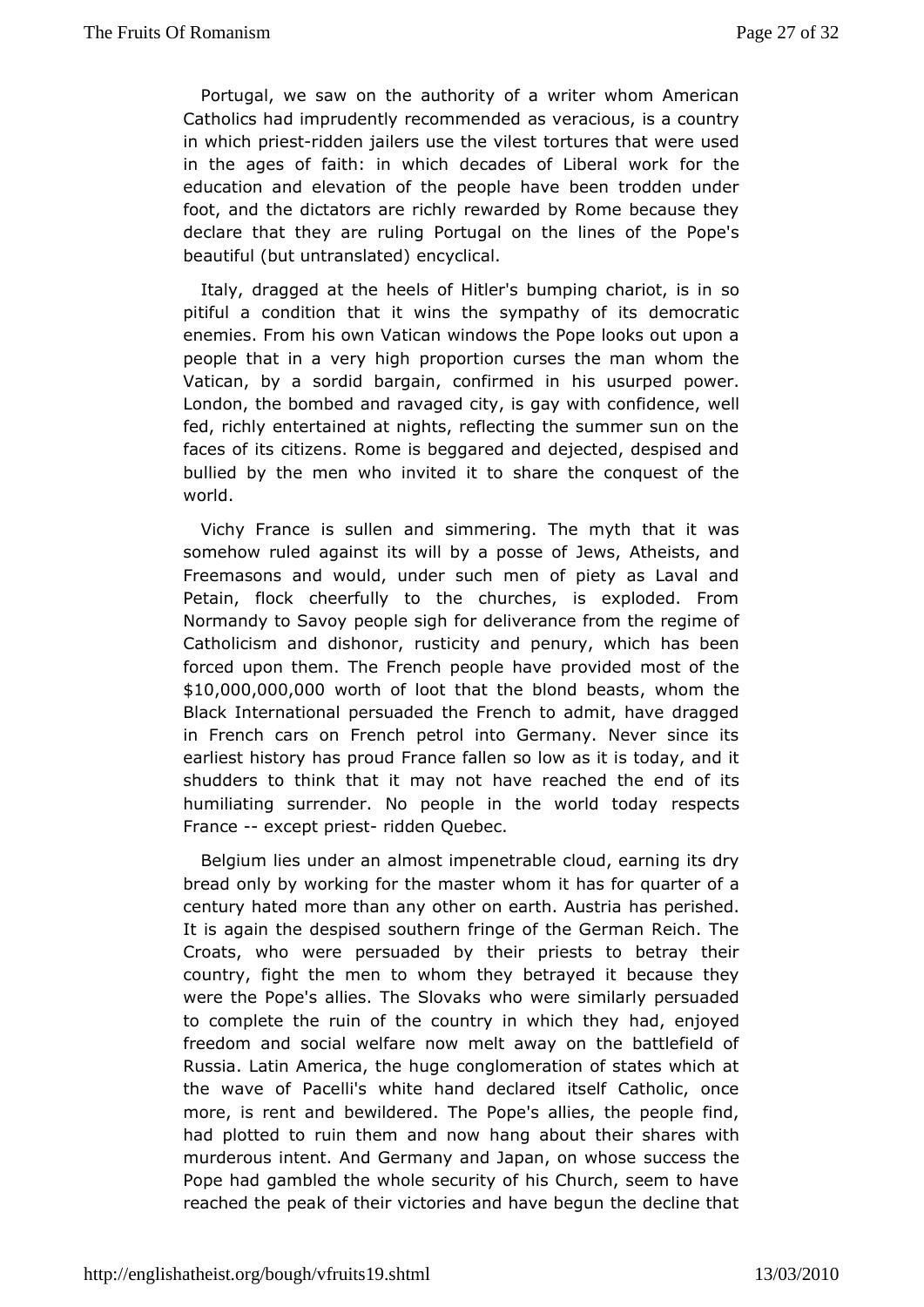Portugal, we saw on the authority of a writer whom American Catholics had imprudently recommended as veracious, is a country in which priest-ridden jailers use the vilest tortures that were used in the ages of faith: in which decades of Liberal work for the education and elevation of the people have been trodden under foot, and the dictators are richly rewarded by Rome because they declare that they are ruling Portugal on the lines of the Pope's beautiful (but untranslated) encyclical.

Italy, dragged at the heels of Hitler's bumping chariot, is in so pitiful a condition that it wins the sympathy of its democratic enemies. From his own Vatican windows the Pope looks out upon a people that in a very high proportion curses the man whom the Vatican, by a sordid bargain, confirmed in his usurped power. London, the bombed and ravaged city, is gay with confidence, well fed, richly entertained at nights, reflecting the summer sun on the faces of its citizens. Rome is beggared and dejected, despised and bullied by the men who invited it to share the conquest of the world.

Vichy France is sullen and simmering. The myth that it was somehow ruled against its will by a posse of Jews, Atheists, and Freemasons and would, under such men of piety as Laval and Petain, flock cheerfully to the churches, is exploded. From Normandy to Savoy people sigh for deliverance from the regime of Catholicism and dishonor, rusticity and penury, which has been forced upon them. The French people have provided most of the $10,000,000,000 worth of loot that the blond beasts, whom the Black International persuaded the French to admit, have dragged in French cars on French petrol into Germany. Never since its earliest history has proud France fallen so low as it is today, and it shudders to think that it may not have reached the end of its humiliating surrender. No people in the world today respects France -- except priest- ridden Quebec.

Belgium lies under an almost impenetrable cloud, earning its dry bread only by working for the master whom it has for quarter of a century hated more than any other on earth. Austria has perished. It is again the despised southern fringe of the German Reich. The Croats, who were persuaded by their priests to betray their country, fight the men to whom they betrayed it because they were the Pope's allies. The Slovaks who were similarly persuaded to complete the ruin of the country in which they had, enjoyed freedom and social welfare now melt away on the battlefield of Russia. Latin America, the huge conglomeration of states which at the wave of Pacelli's white hand declared itself Catholic, once more, is rent and bewildered. The Pope's allies, the people find, had plotted to ruin them and now hang about their shares with murderous intent. And Germany and Japan, on whose success the Pope had gambled the whole security of his Church, seem to have reached the peak of their victories and have begun the decline that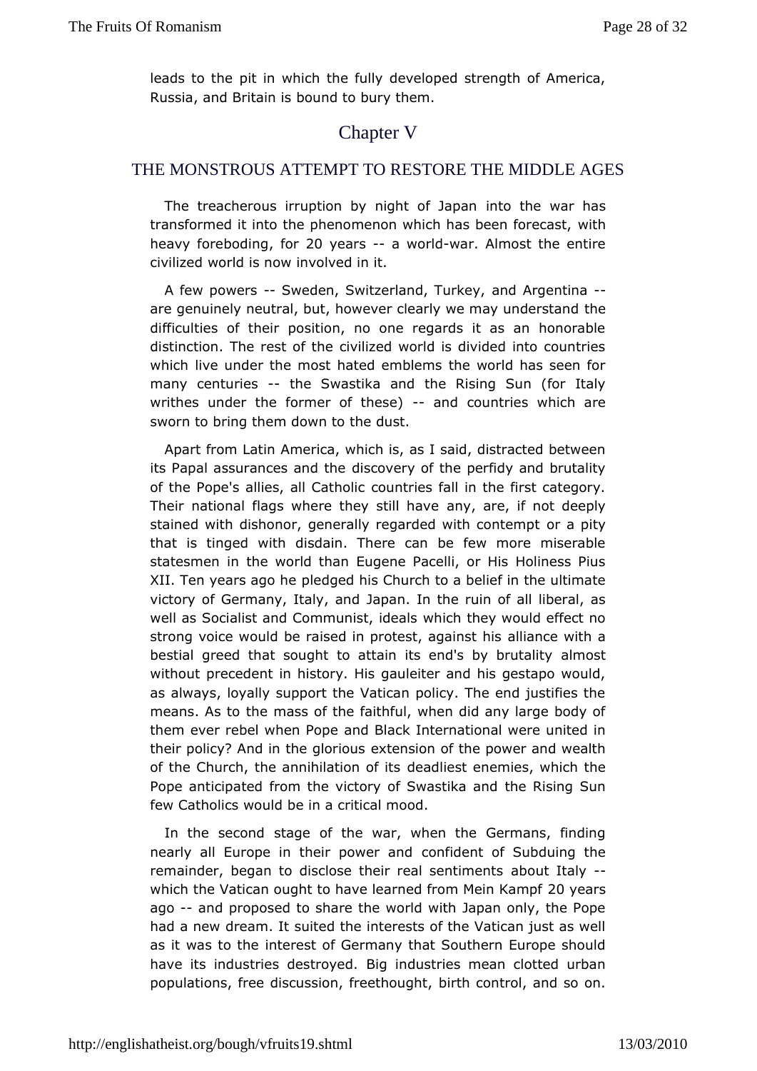leads to the pit in which the fully developed strength of America, Russia, and Britain is bound to bury them.

## Chapter V

### THE MONSTROUS ATTEMPT TO RESTORE THE MIDDLE AGES

The treacherous irruption by night of Japan into the war has transformed it into the phenomenon which has been forecast, with heavy foreboding, for 20 years -- a world-war. Almost the entire civilized world is now involved in it.

A few powers -- Sweden, Switzerland, Turkey, and Argentina -- are genuinely neutral, but, however clearly we may understand the difficulties of their position, no one regards it as an honorable distinction. The rest of the civilized world is divided into countries which live under the most hated emblems the world has seen for many centuries -- the Swastika and the Rising Sun (for Italy writhes under the former of these) -- and countries which are sworn to bring them down to the dust.

Apart from Latin America, which is, as I said, distracted between its Papal assurances and the discovery of the perfidy and brutality of the Pope's allies, all Catholic countries fall in the first category. Their national flags where they still have any, are, if not deeply stained with dishonor, generally regarded with contempt or a pity that is tinged with disdain. There can be few more miserable statesmen in the world than Eugene Pacelli, or His Holiness Pius XII. Ten years ago he pledged his Church to a belief in the ultimate victory of Germany, Italy, and Japan. In the ruin of all liberal, as well as Socialist and Communist, ideals which they would effect no strong voice would be raised in protest, against his alliance with a bestial greed that sought to attain its end's by brutality almost without precedent in history. His gauleiter and his gestapo would, as always, loyally support the Vatican policy. The end justifies the means. As to the mass of the faithful, when did any large body of them ever rebel when Pope and Black International were united in their policy? And in the glorious extension of the power and wealth of the Church, the annihilation of its deadliest enemies, which the Pope anticipated from the victory of Swastika and the Rising Sun few Catholics would be in a critical mood.

In the second stage of the war, when the Germans, finding nearly all Europe in their power and confident of Subduing the remainder, began to disclose their real sentiments about Italy -- which the Vatican ought to have learned from Mein Kampf 20 years ago -- and proposed to share the world with Japan only, the Pope had a new dream. It suited the interests of the Vatican just as well as it was to the interest of Germany that Southern Europe should have its industries destroyed. Big industries mean clotted urban populations, free discussion, freethought, birth control, and so on.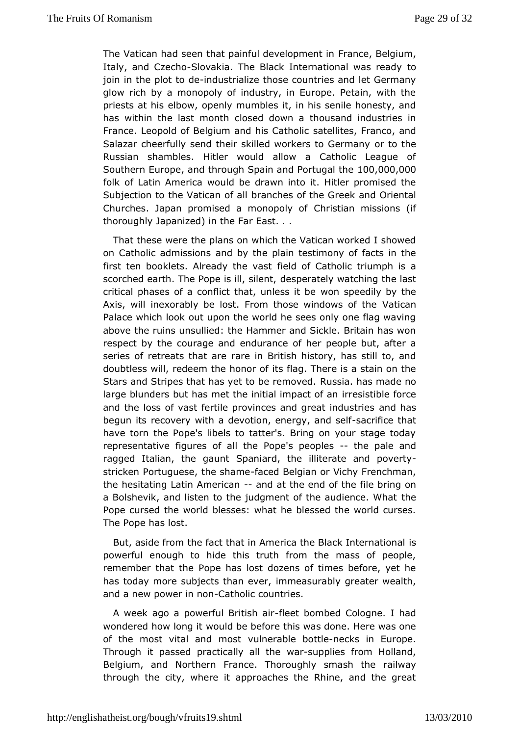The Vatican had seen that painful development in France, Belgium, Italy, and Czecho-Slovakia. The Black International was ready to join in the plot to de-industrialize those countries and let Germany glow rich by a monopoly of industry, in Europe. Petain, with the priests at his elbow, openly mumbles it, in his senile honesty, and has within the last month closed down a thousand industries in France. Leopold of Belgium and his Catholic satellites, Franco, and Salazar cheerfully send their skilled workers to Germany or to the Russian shambles. Hitler would allow a Catholic League of Southern Europe, and through Spain and Portugal the 100,000,000 folk of Latin America would be drawn into it. Hitler promised the Subjection to the Vatican of all branches of the Greek and Oriental Churches. Japan promised a monopoly of Christian missions (if thoroughly Japanized) in the Far East. . .

That these were the plans on which the Vatican worked I showed on Catholic admissions and by the plain testimony of facts in the first ten booklets. Already the vast field of Catholic triumph is a scorched earth. The Pope is ill, silent, desperately watching the last critical phases of a conflict that, unless it be won speedily by the Axis, will inexorably be lost. From those windows of the Vatican Palace which look out upon the world he sees only one flag waving above the ruins unsullied: the Hammer and Sickle. Britain has won respect by the courage and endurance of her people but, after a series of retreats that are rare in British history, has still to, and doubtless will, redeem the honor of its flag. There is a stain on the Stars and Stripes that has yet to be removed. Russia. has made no large blunders but has met the initial impact of an irresistible force and the loss of vast fertile provinces and great industries and has begun its recovery with a devotion, energy, and self-sacrifice that have torn the Pope's libels to tatter's. Bring on your stage today representative figures of all the Pope's peoples -- the pale and ragged Italian, the gaunt Spaniard, the illiterate and poverty-stricken Portuguese, the shame-faced Belgian or Vichy Frenchman, the hesitating Latin American -- and at the end of the file bring on a Bolshevik, and listen to the judgment of the audience. What the Pope cursed the world blesses: what he blessed the world curses. The Pope has lost.

But, aside from the fact that in America the Black International is powerful enough to hide this truth from the mass of people, remember that the Pope has lost dozens of times before, yet he has today more subjects than ever, immeasurably greater wealth, and a new power in non-Catholic countries.

A week ago a powerful British air-fleet bombed Cologne. I had wondered how long it would be before this was done. Here was one of the most vital and most vulnerable bottle-necks in Europe. Through it passed practically all the war-supplies from Holland, Belgium, and Northern France. Thoroughly smash the railway through the city, where it approaches the Rhine, and the great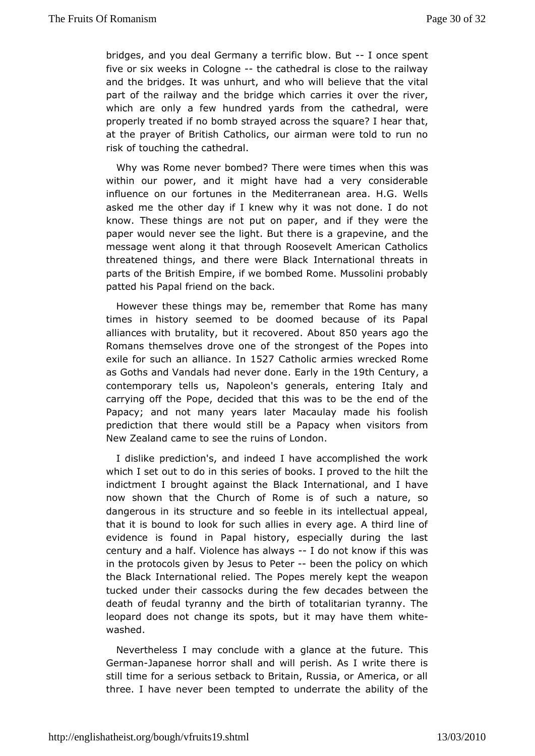bridges, and you deal Germany a terrific blow. But -- I once spent five or six weeks in Cologne -- the cathedral is close to the railway and the bridges. It was unhurt, and who will believe that the vital part of the railway and the bridge which carries it over the river, which are only a few hundred yards from the cathedral, were properly treated if no bomb strayed across the square? I hear that, at the prayer of British Catholics, our airman were told to run no risk of touching the cathedral.

Why was Rome never bombed? There were times when this was within our power, and it might have had a very considerable influence on our fortunes in the Mediterranean area. H.G. Wells asked me the other day if I knew why it was not done. I do not know. These things are not put on paper, and if they were the paper would never see the light. But there is a grapevine, and the message went along it that through Roosevelt American Catholics threatened things, and there were Black International threats in parts of the British Empire, if we bombed Rome. Mussolini probably patted his Papal friend on the back.

However these things may be, remember that Rome has many times in history seemed to be doomed because of its Papal alliances with brutality, but it recovered. About 850 years ago the Romans themselves drove one of the strongest of the Popes into exile for such an alliance. In 1527 Catholic armies wrecked Rome as Goths and Vandals had never done. Early in the 19th Century, a contemporary tells us, Napoleon's generals, entering Italy and carrying off the Pope, decided that this was to be the end of the Papacy; and not many years later Macaulay made his foolish prediction that there would still be a Papacy when visitors from New Zealand came to see the ruins of London.

I dislike prediction's, and indeed I have accomplished the work which I set out to do in this series of books. I proved to the hilt the indictment I brought against the Black International, and I have now shown that the Church of Rome is of such a nature, so dangerous in its structure and so feeble in its intellectual appeal, that it is bound to look for such allies in every age. A third line of evidence is found in Papal history, especially during the last century and a half. Violence has always -- I do not know if this was in the protocols given by Jesus to Peter -- been the policy on which the Black International relied. The Popes merely kept the weapon tucked under their cassocks during the few decades between the death of feudal tyranny and the birth of totalitarian tyranny. The leopard does not change its spots, but it may have them white-washed.

Nevertheless I may conclude with a glance at the future. This German-Japanese horror shall and will perish. As I write there is still time for a serious setback to Britain, Russia, or America, or all three. I have never been tempted to underrate the ability of the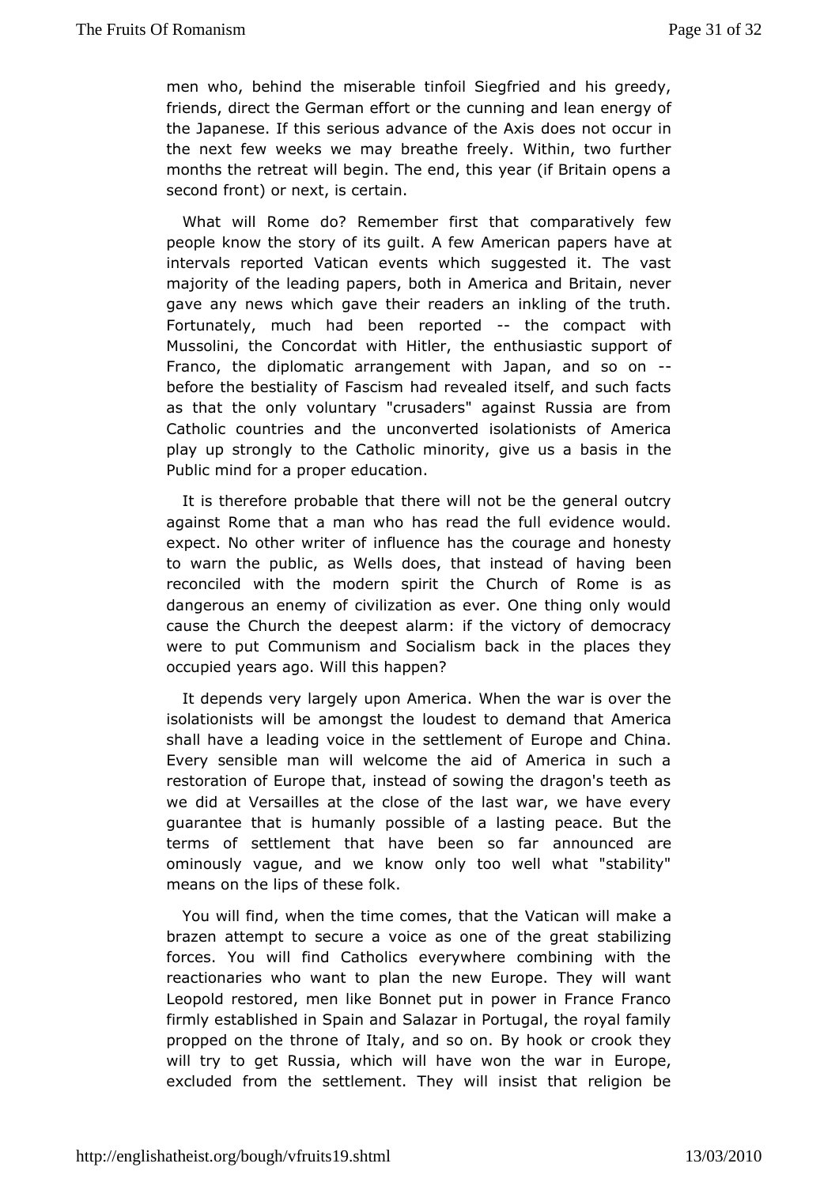men who, behind the miserable tinfoil Siegfried and his greedy, friends, direct the German effort or the cunning and lean energy of the Japanese. If this serious advance of the Axis does not occur in the next few weeks we may breathe freely. Within, two further months the retreat will begin. The end, this year (if Britain opens a second front) or next, is certain.

What will Rome do? Remember first that comparatively few people know the story of its guilt. A few American papers have at intervals reported Vatican events which suggested it. The vast majority of the leading papers, both in America and Britain, never gave any news which gave their readers an inkling of the truth. Fortunately, much had been reported -- the compact with Mussolini, the Concordat with Hitler, the enthusiastic support of Franco, the diplomatic arrangement with Japan, and so on -- before the bestiality of Fascism had revealed itself, and such facts as that the only voluntary "crusaders" against Russia are from Catholic countries and the unconverted isolationists of America play up strongly to the Catholic minority, give us a basis in the Public mind for a proper education.

It is therefore probable that there will not be the general outcry against Rome that a man who has read the full evidence would. expect. No other writer of influence has the courage and honesty to warn the public, as Wells does, that instead of having been reconciled with the modern spirit the Church of Rome is as dangerous an enemy of civilization as ever. One thing only would cause the Church the deepest alarm: if the victory of democracy were to put Communism and Socialism back in the places they occupied years ago. Will this happen?

It depends very largely upon America. When the war is over the isolationists will be amongst the loudest to demand that America shall have a leading voice in the settlement of Europe and China. Every sensible man will welcome the aid of America in such a restoration of Europe that, instead of sowing the dragon's teeth as we did at Versailles at the close of the last war, we have every guarantee that is humanly possible of a lasting peace. But the terms of settlement that have been so far announced are ominously vague, and we know only too well what "stability" means on the lips of these folk.

You will find, when the time comes, that the Vatican will make a brazen attempt to secure a voice as one of the great stabilizing forces. You will find Catholics everywhere combining with the reactionaries who want to plan the new Europe. They will want Leopold restored, men like Bonnet put in power in France Franco firmly established in Spain and Salazar in Portugal, the royal family propped on the throne of Italy, and so on. By hook or crook they will try to get Russia, which will have won the war in Europe, excluded from the settlement. They will insist that religion be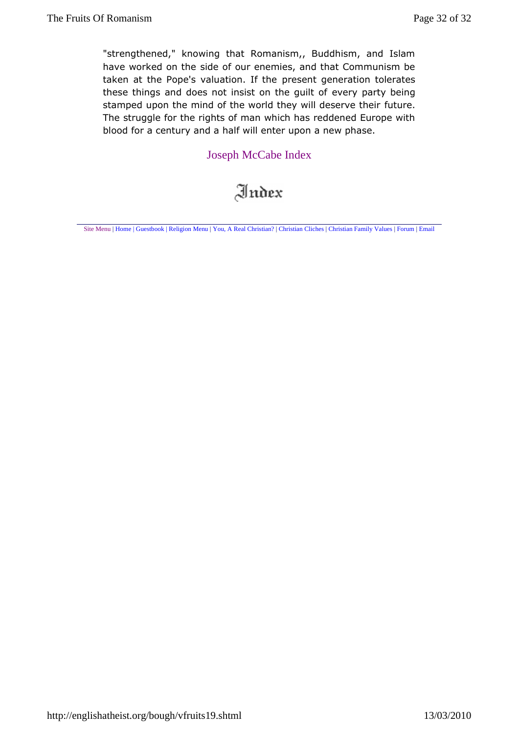"strengthened," knowing that Romanism,, Buddhism, and Islam have worked on the side of our enemies, and that Communism be taken at the Pope's valuation. If the present generation tolerates these things and does not insist on the guilt of every party being stamped upon the mind of the world they will deserve their future. The struggle for the rights of man which has reddened Europe with blood for a century and a half will enter upon a new phase.

Joseph McCabe Index

Index

---

Site Menu | Home | Guestbook | Religion Menu | You, A Real Christian? | Christian Cliches | Christian Family Values | Forum | Email